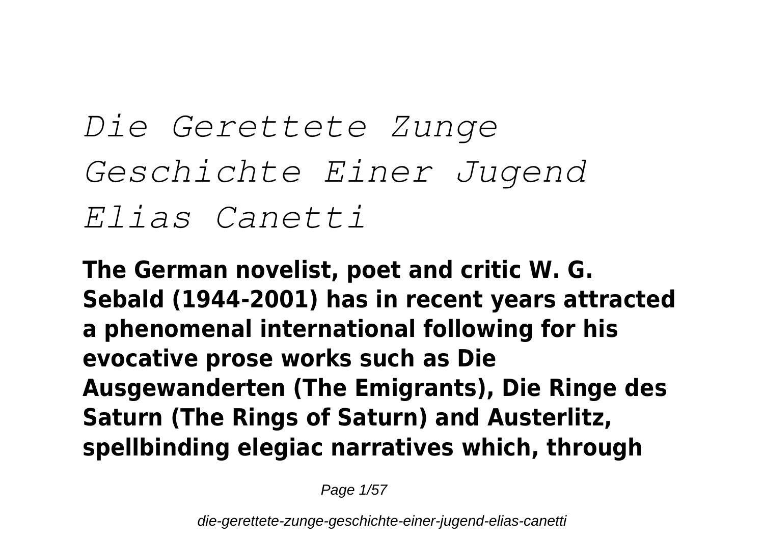# *Die Gerettete Zunge Geschichte Einer Jugend Elias Canetti*

**The German novelist, poet and critic W. G. Sebald (1944-2001) has in recent years attracted a phenomenal international following for his evocative prose works such as Die Ausgewanderten (The Emigrants), Die Ringe des Saturn (The Rings of Saturn) and Austerlitz, spellbinding elegiac narratives which, through**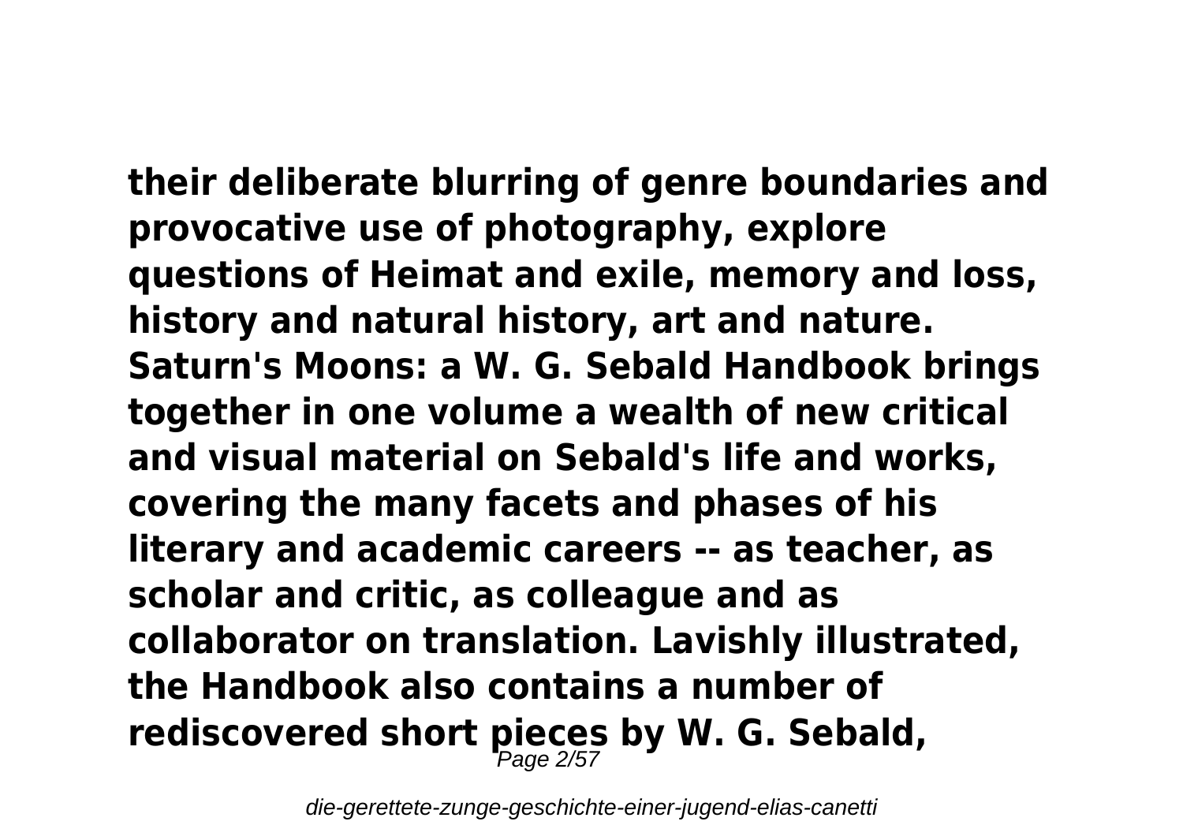**their deliberate blurring of genre boundaries and provocative use of photography, explore questions of Heimat and exile, memory and loss, history and natural history, art and nature. Saturn's Moons: a W. G. Sebald Handbook brings together in one volume a wealth of new critical and visual material on Sebald's life and works, covering the many facets and phases of his literary and academic careers -- as teacher, as scholar and critic, as colleague and as collaborator on translation. Lavishly illustrated, the Handbook also contains a number of rediscovered short pieces by W. G. Sebald,**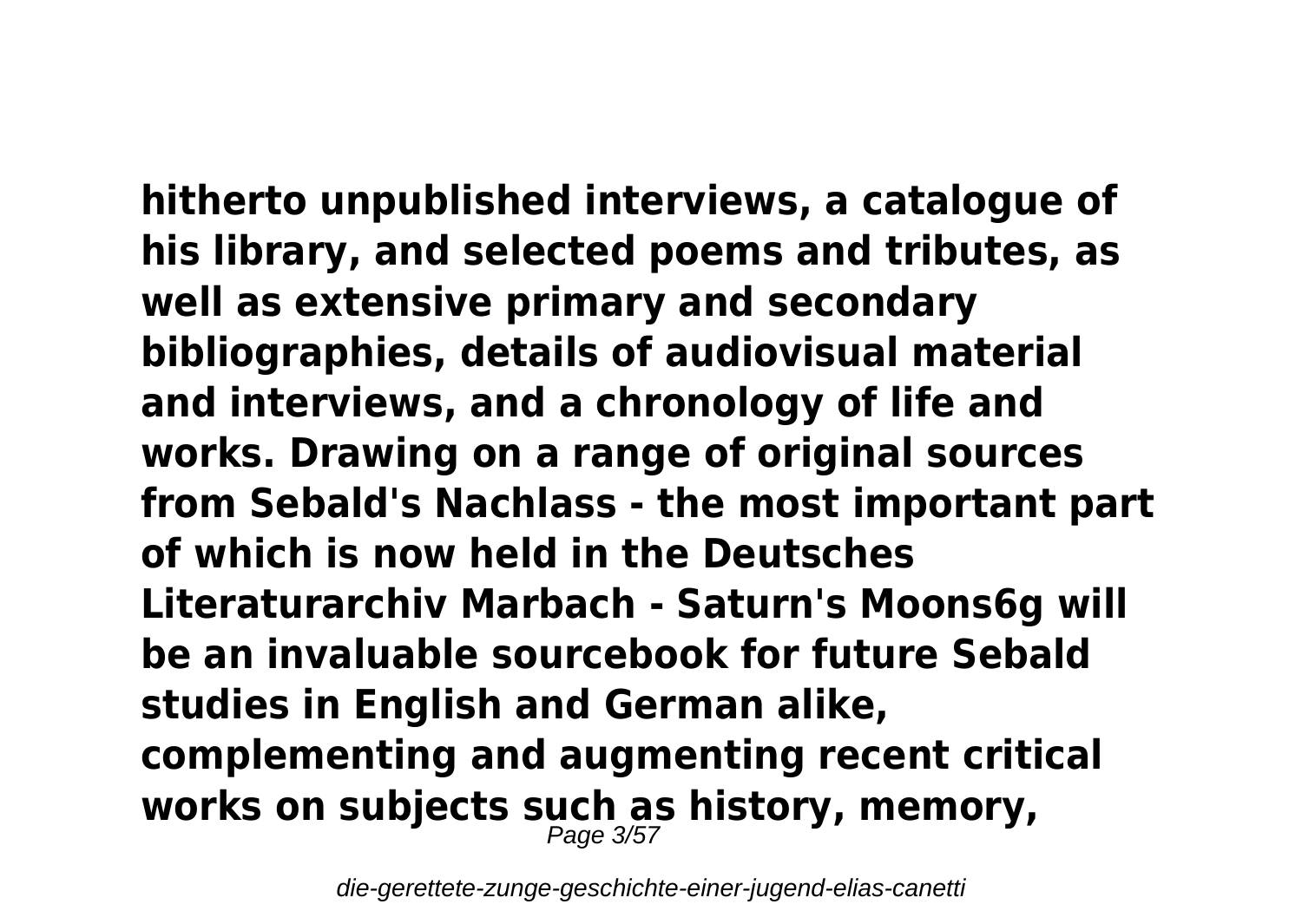**hitherto unpublished interviews, a catalogue of his library, and selected poems and tributes, as well as extensive primary and secondary bibliographies, details of audiovisual material and interviews, and a chronology of life and works. Drawing on a range of original sources from Sebald's Nachlass - the most important part of which is now held in the Deutsches Literaturarchiv Marbach - Saturn's Moons6g will be an invaluable sourcebook for future Sebald studies in English and German alike, complementing and augmenting recent critical works on subjects such as history, memory,**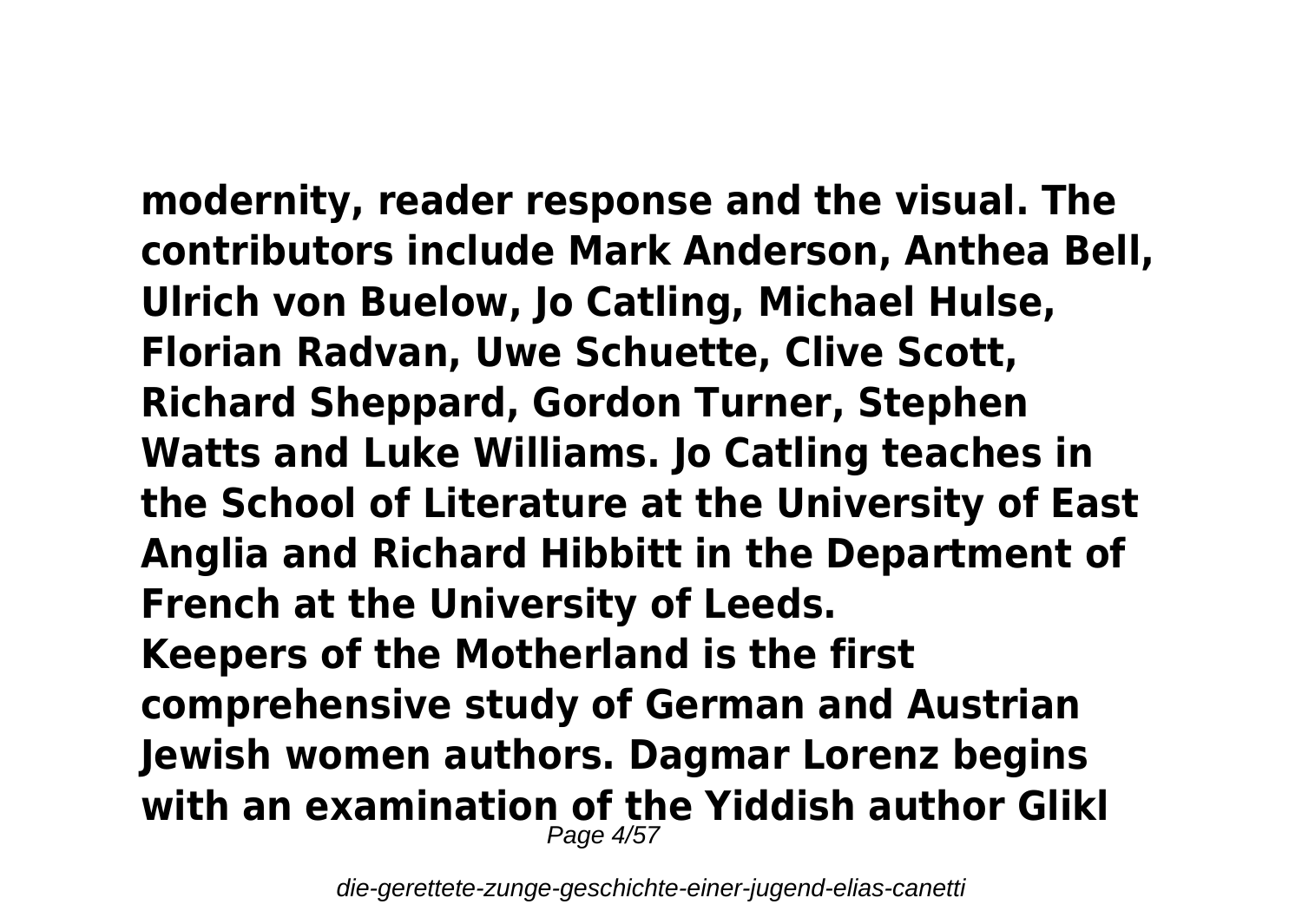**modernity, reader response and the visual. The contributors include Mark Anderson, Anthea Bell, Ulrich von Buelow, Jo Catling, Michael Hulse, Florian Radvan, Uwe Schuette, Clive Scott, Richard Sheppard, Gordon Turner, Stephen Watts and Luke Williams. Jo Catling teaches in the School of Literature at the University of East Anglia and Richard Hibbitt in the Department of French at the University of Leeds.**

**Keepers of the Motherland is the first comprehensive study of German and Austrian Jewish women authors. Dagmar Lorenz begins with an examination of the Yiddish author Glikl**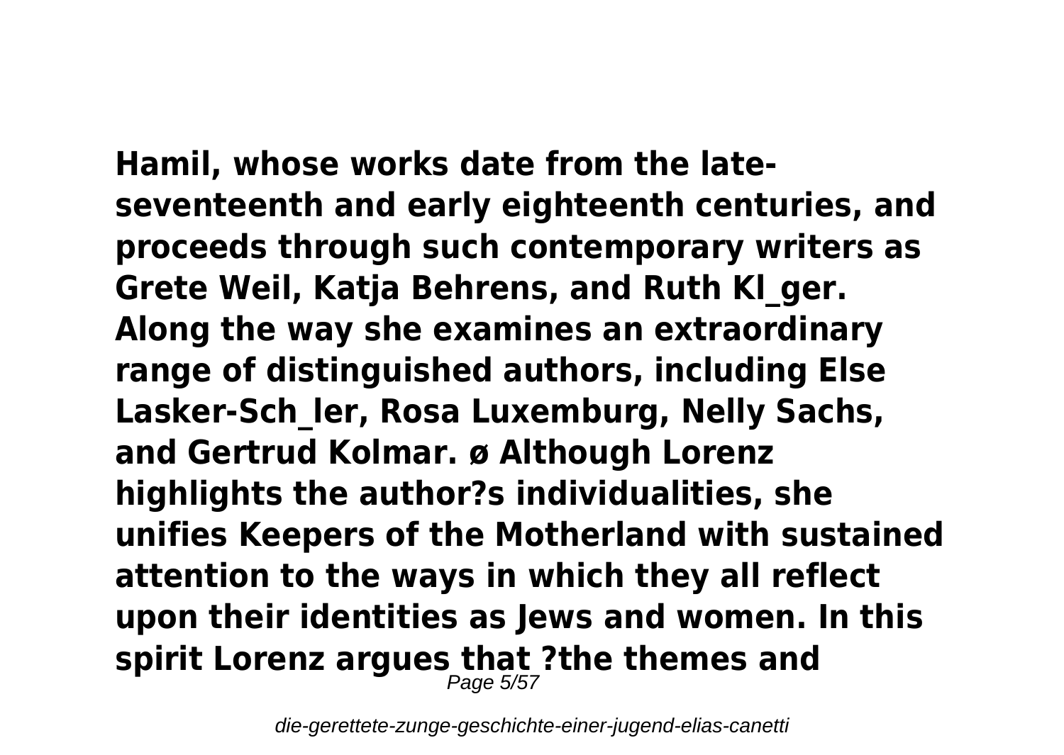**Hamil, whose works date from the late-seventeenth and early eighteenth centuries, and proceeds through such contemporary writers as Grete Weil, Katja Behrens, and Ruth Kl_ger. Along the way she examines an extraordinary range of distinguished authors, including Else Lasker-Sch_ler, Rosa Luxemburg, Nelly Sachs, and Gertrud Kolmar. ø Although Lorenz highlights the author?s individualities, she unifies Keepers of the Motherland with sustained attention to the ways in which they all reflect upon their identities as Jews and women. In this spirit Lorenz argues that ?the themes and**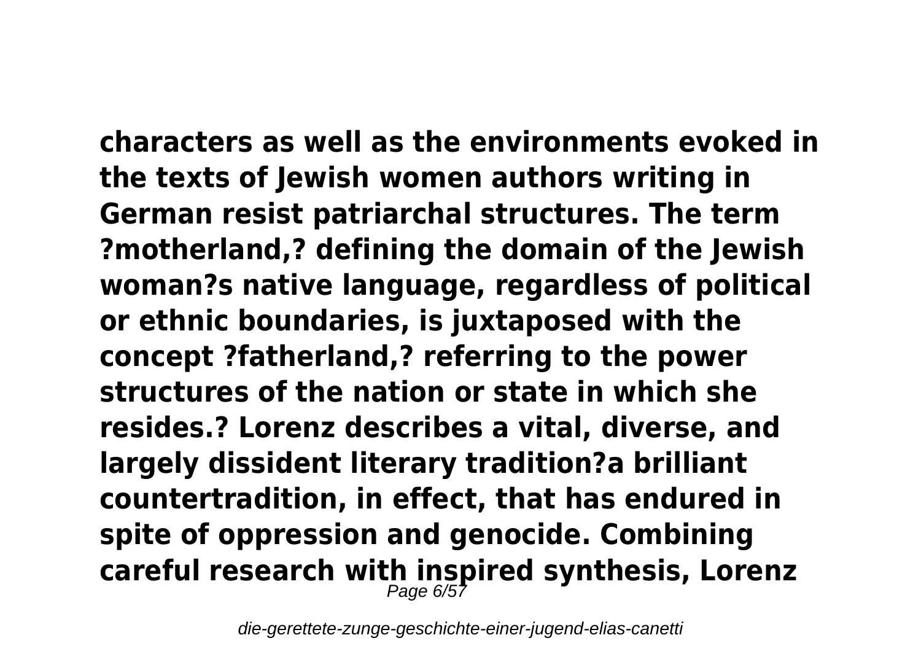**characters as well as the environments evoked in the texts of Jewish women authors writing in German resist patriarchal structures. The term ?motherland,? defining the domain of the Jewish woman?s native language, regardless of political or ethnic boundaries, is juxtaposed with the concept ?fatherland,? referring to the power structures of the nation or state in which she resides.? Lorenz describes a vital, diverse, and largely dissident literary tradition?a brilliant countertradition, in effect, that has endured in spite of oppression and genocide. Combining careful research with inspired synthesis, Lorenz**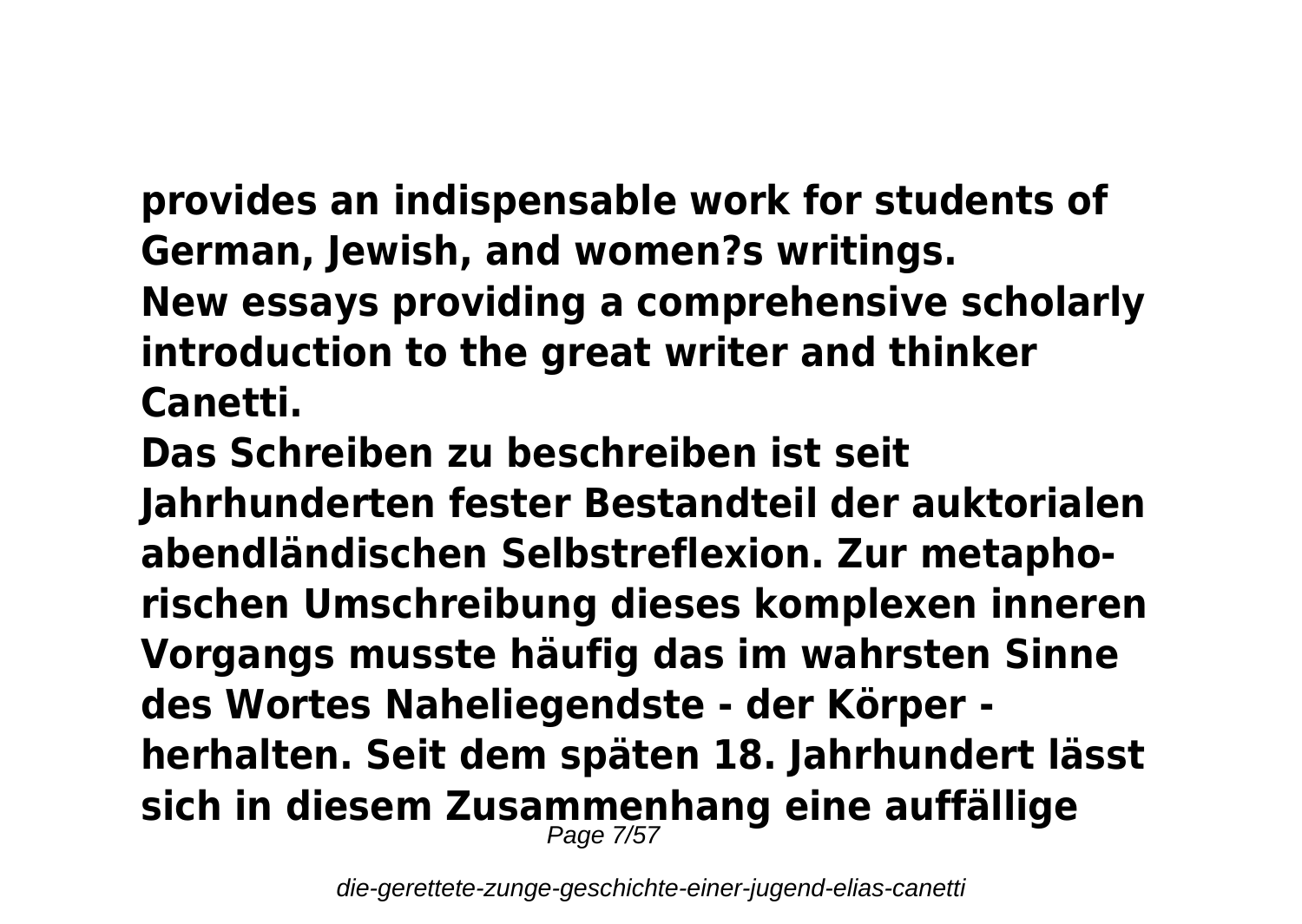**provides an indispensable work for students of German, Jewish, and women?s writings.**

**New essays providing a comprehensive scholarly introduction to the great writer and thinker Canetti.**

**Das Schreiben zu beschreiben ist seit Jahrhunderten fester Bestandteil der auktorialen abendländischen Selbstreflexion. Zur metaphorischen Umschreibung dieses komplexen inneren Vorgangs musste häufig das im wahrsten Sinne des Wortes Naheliegendste - der Körper - herhalten. Seit dem späten 18. Jahrhundert lässt sich in diesem Zusammenhang eine auffällige**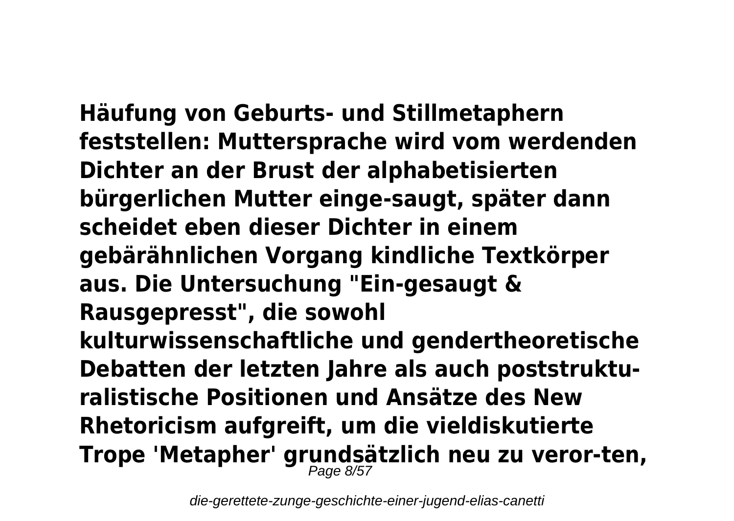**Häufung von Geburts- und Stillmetaphern feststellen: Muttersprache wird vom werdenden Dichter an der Brust der alphabetisierten bürgerlichen Mutter einge-saugt, später dann scheidet eben dieser Dichter in einem gebärähnlichen Vorgang kindliche Textkörper aus. Die Untersuchung "Ein-gesaugt & Rausgepresst", die sowohl kulturwissenschaftliche und gendertheoretische Debatten der letzten Jahre als auch poststrukturalistische Positionen und Ansätze des New Rhetoricism aufgreift, um die vieldiskutierte Trope 'Metapher' grundsätzlich neu zu veror-ten,**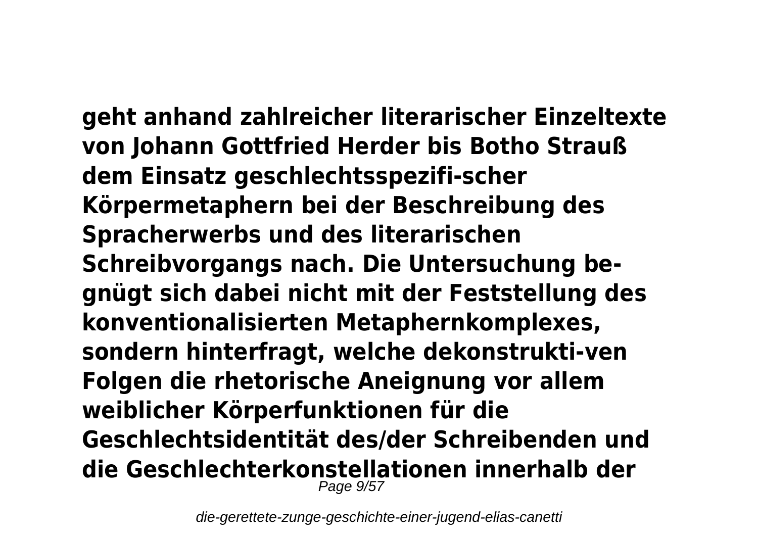**geht anhand zahlreicher literarischer Einzeltexte von Johann Gottfried Herder bis Botho Strauß dem Einsatz geschlechtsspezifi-scher Körpermetaphern bei der Beschreibung des Spracherwerbs und des literarischen Schreibvorgangs nach. Die Untersuchung be-gnügt sich dabei nicht mit der Feststellung des konventionalisierten Metaphernkomplexes, sondern hinterfragt, welche dekonstrukti-ven Folgen die rhetorische Aneignung vor allem weiblicher Körperfunktionen für die Geschlechtsidentität des/der Schreibenden und die Geschlechterkonstellationen innerhalb der**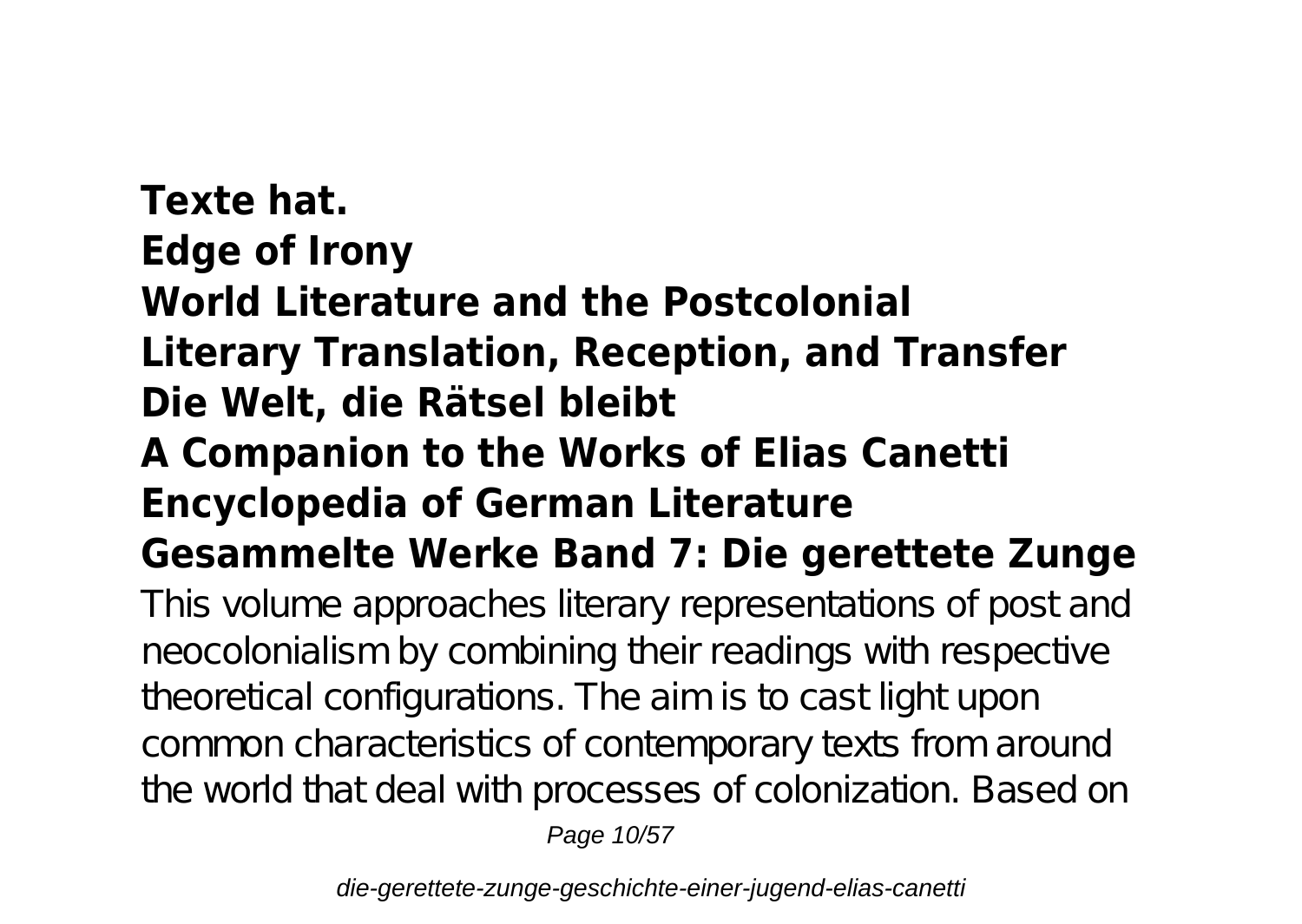**Texte hat.**
**Edge of Irony**
**World Literature and the Postcolonial**
**Literary Translation, Reception, and Transfer**
**Die Welt, die Rätsel bleibt**
**A Companion to the Works of Elias Canetti**
**Encyclopedia of German Literature**
**Gesammelte Werke Band 7: Die gerettete Zunge**

This volume approaches literary representations of post and neocolonialism by combining their readings with respective theoretical configurations. The aim is to cast light upon common characteristics of contemporary texts from around the world that deal with processes of colonization. Based on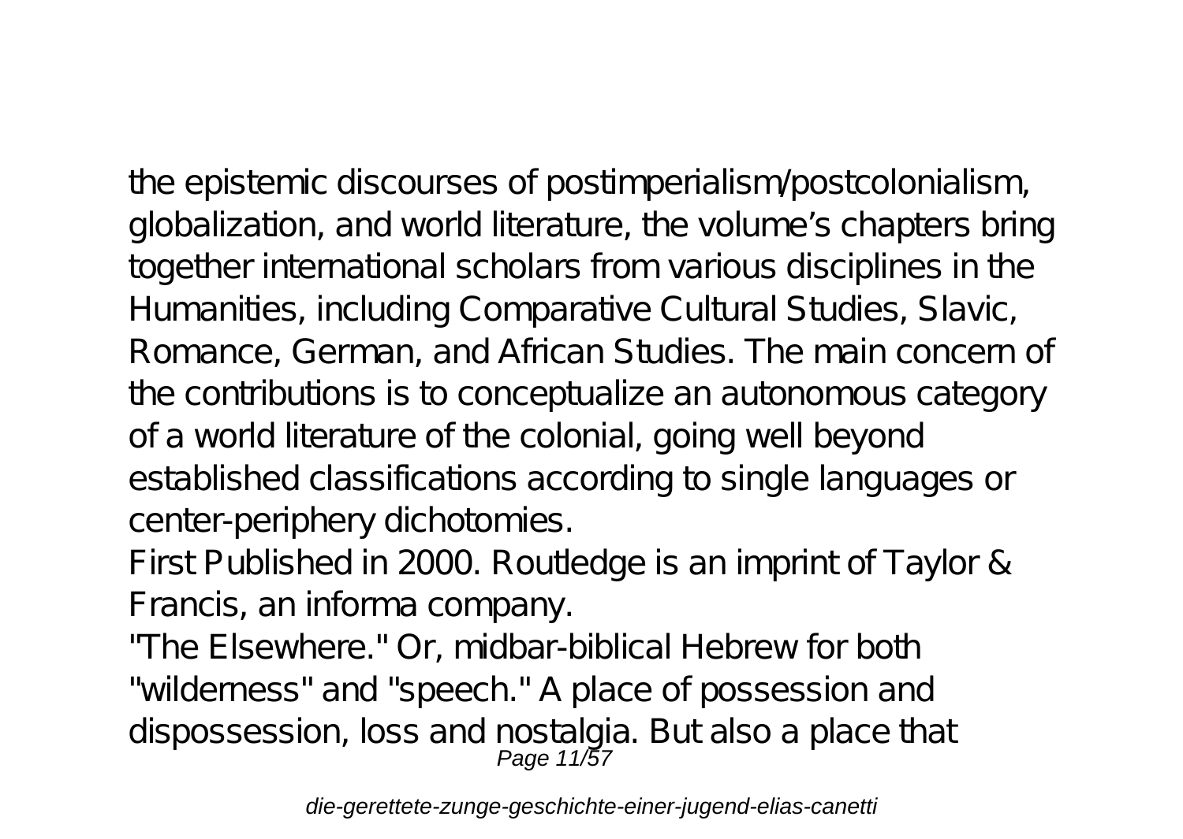the epistemic discourses of postimperialism/postcolonialism, globalization, and world literature, the volume's chapters bring together international scholars from various disciplines in the Humanities, including Comparative Cultural Studies, Slavic, Romance, German, and African Studies. The main concern of the contributions is to conceptualize an autonomous category of a world literature of the colonial, going well beyond established classifications according to single languages or center-periphery dichotomies.

First Published in 2000. Routledge is an imprint of Taylor & Francis, an informa company.

"The Elsewhere." Or, midbar-biblical Hebrew for both "wilderness" and "speech." A place of possession and dispossession, loss and nostalgia. But also a place that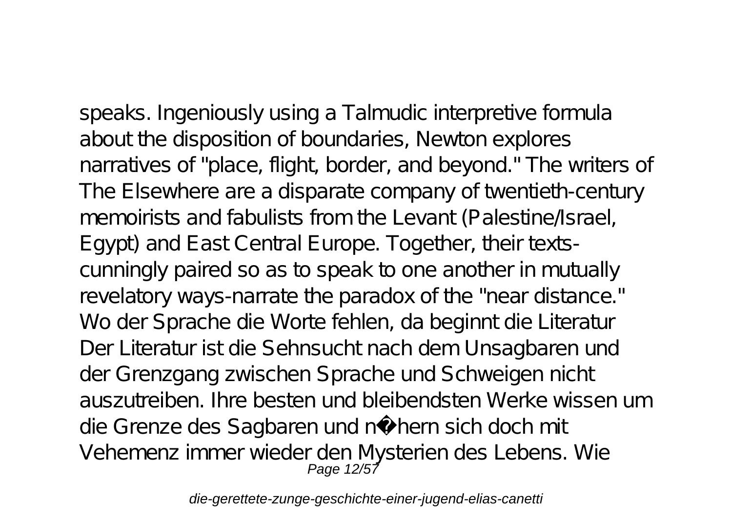speaks. Ingeniously using a Talmudic interpretive formula about the disposition of boundaries, Newton explores narratives of "place, flight, border, and beyond." The writers of The Elsewhere are a disparate company of twentieth-century memoirists and fabulists from the Levant (Palestine/Israel, Egypt) and East Central Europe. Together, their texts-cunningly paired so as to speak to one another in mutually revelatory ways-narrate the paradox of the "near distance."

Wo der Sprache die Worte fehlen, da beginnt die Literatur

Der Literatur ist die Sehnsucht nach dem Unsagbaren und der Grenzgang zwischen Sprache und Schweigen nicht auszutreiben. Ihre besten und bleibendsten Werke wissen um die Grenze des Sagbaren und n�hern sich doch mit Vehemenz immer wieder den Mysterien des Lebens. Wie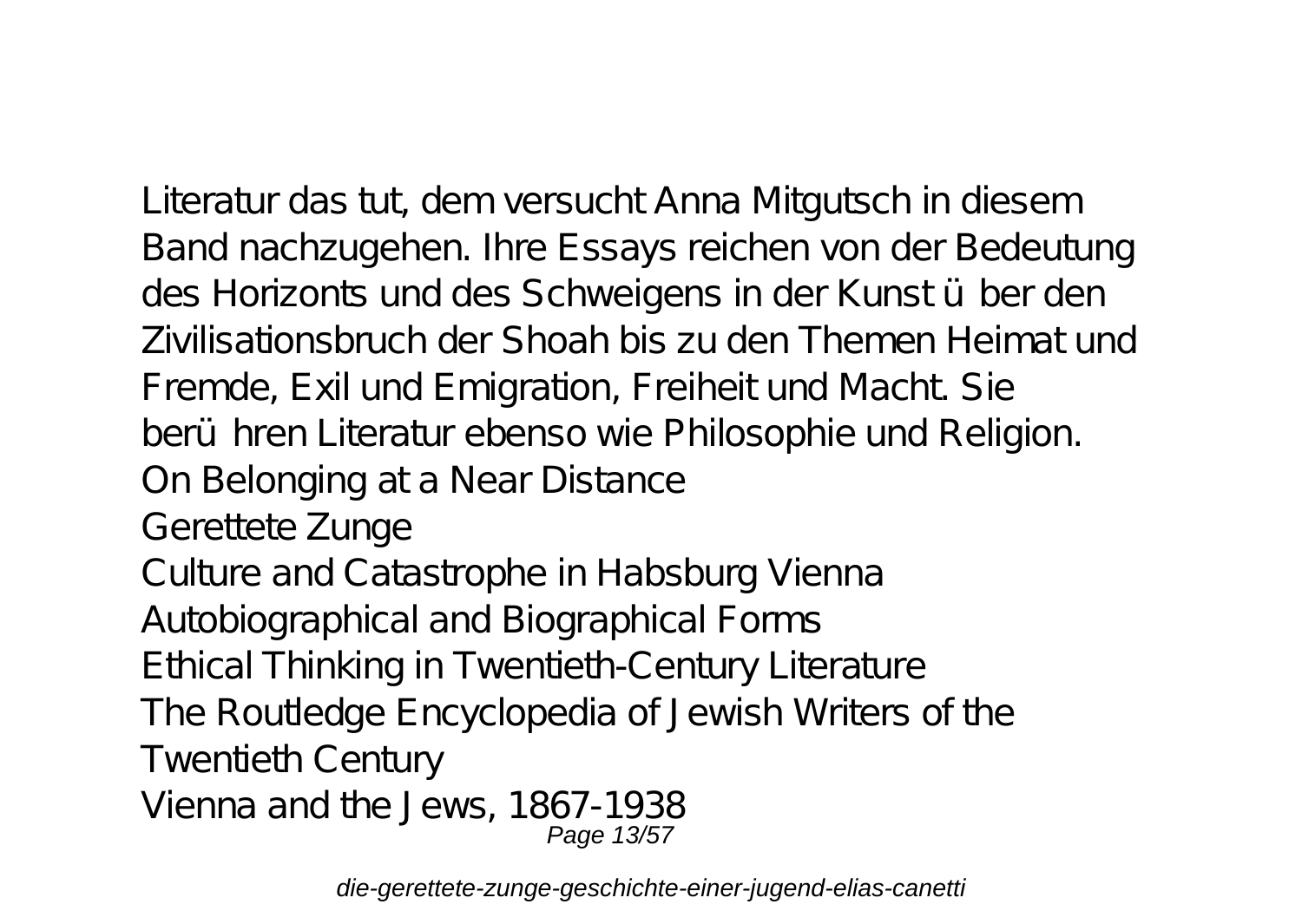Literatur das tut, dem versucht Anna Mitgutsch in diesem Band nachzugehen. Ihre Essays reichen von der Bedeutung des Horizonts und des Schweigens in der Kunst über den Zivilisationsbruch der Shoah bis zu den Themen Heimat und Fremde, Exil und Emigration, Freiheit und Macht. Sie berühren Literatur ebenso wie Philosophie und Religion.

On Belonging at a Near Distance

Gerettete Zunge

Culture and Catastrophe in Habsburg Vienna

Autobiographical and Biographical Forms

Ethical Thinking in Twentieth-Century Literature

The Routledge Encyclopedia of Jewish Writers of the Twentieth Century

Vienna and the Jews, 1867-1938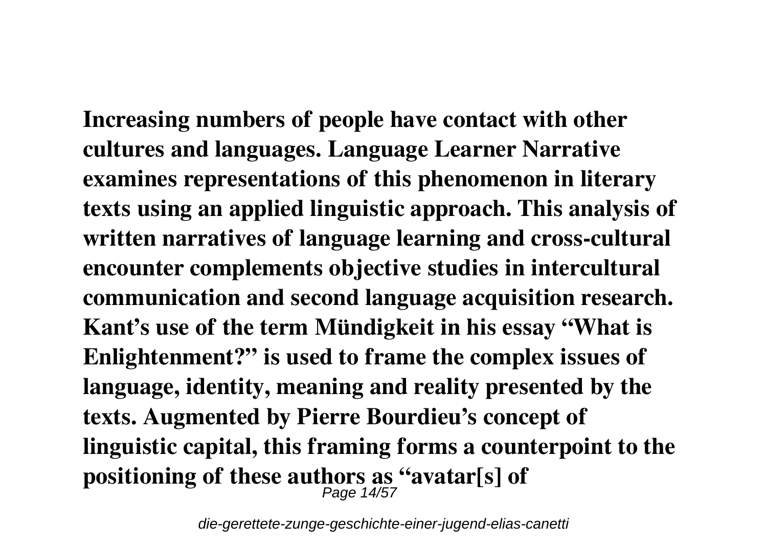**Increasing numbers of people have contact with other cultures and languages. Language Learner Narrative examines representations of this phenomenon in literary texts using an applied linguistic approach. This analysis of written narratives of language learning and cross-cultural encounter complements objective studies in intercultural communication and second language acquisition research. Kant’s use of the term Mündigkeit in his essay “What is Enlightenment?” is used to frame the complex issues of language, identity, meaning and reality presented by the texts. Augmented by Pierre Bourdieu’s concept of linguistic capital, this framing forms a counterpoint to the positioning of these authors as “avatar[s] of**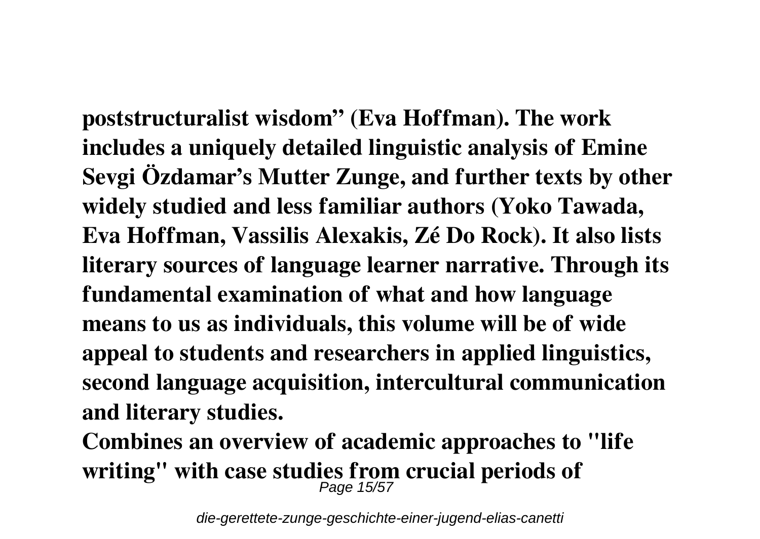**poststructuralist wisdom" (Eva Hoffman). The work includes a uniquely detailed linguistic analysis of Emine Sevgi Özdamar's Mutter Zunge, and further texts by other widely studied and less familiar authors (Yoko Tawada, Eva Hoffman, Vassilis Alexakis, Zé Do Rock). It also lists literary sources of language learner narrative. Through its fundamental examination of what and how language means to us as individuals, this volume will be of wide appeal to students and researchers in applied linguistics, second language acquisition, intercultural communication and literary studies.**

**Combines an overview of academic approaches to "life writing" with case studies from crucial periods of**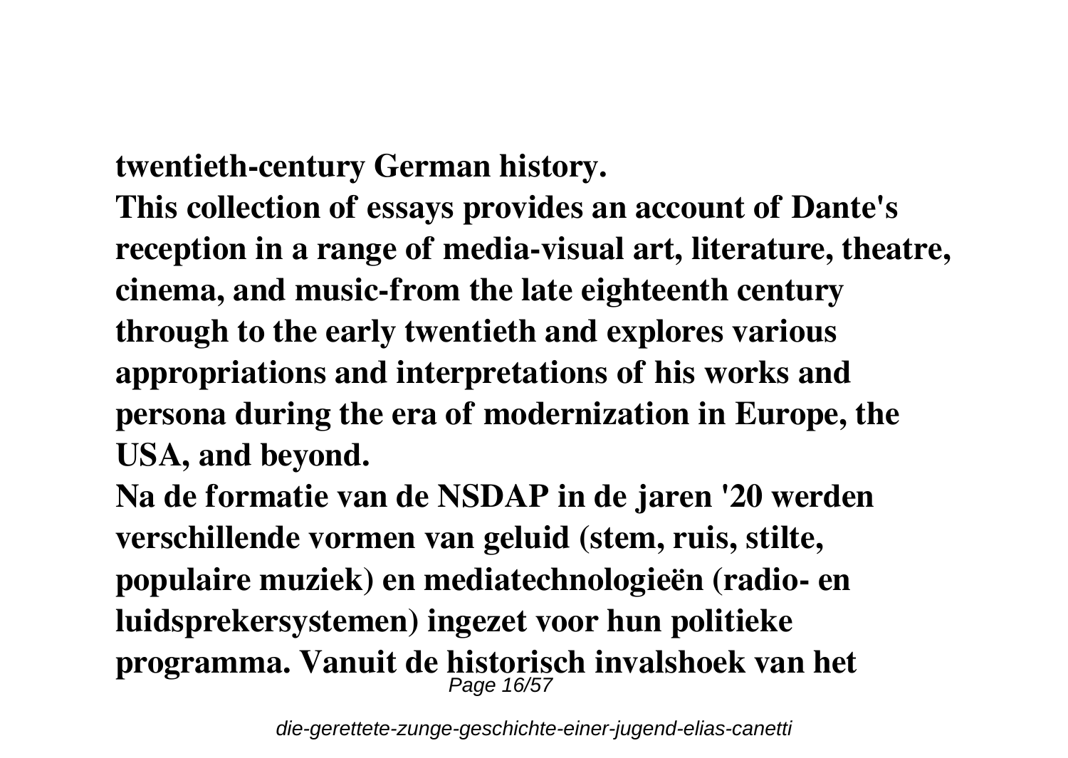**twentieth-century German history.**

**This collection of essays provides an account of Dante's reception in a range of media-visual art, literature, theatre, cinema, and music-from the late eighteenth century through to the early twentieth and explores various appropriations and interpretations of his works and persona during the era of modernization in Europe, the USA, and beyond.**

**Na de formatie van de NSDAP in de jaren '20 werden verschillende vormen van geluid (stem, ruis, stilte, populaire muziek) en mediatechnologieën (radio- en luidsprekersystemen) ingezet voor hun politieke programma. Vanuit de historisch invalshoek van het**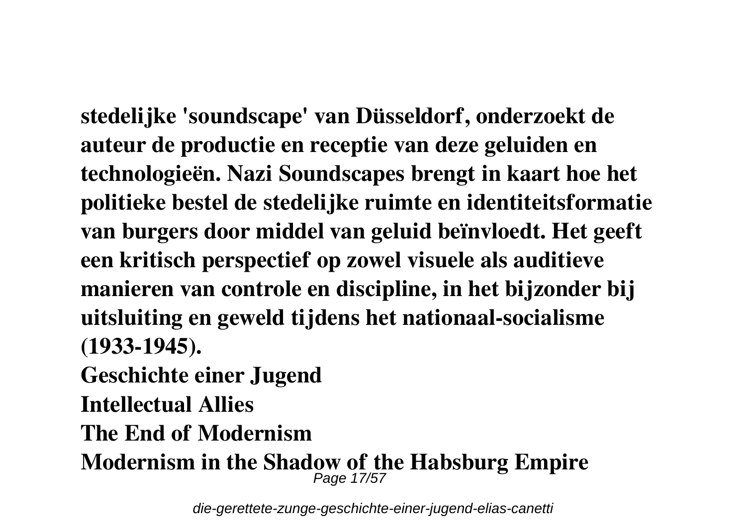**stedelijke 'soundscape' van Düsseldorf, onderzoekt de auteur de productie en receptie van deze geluiden en technologieën. Nazi Soundscapes brengt in kaart hoe het politieke bestel de stedelijke ruimte en identiteitsformatie van burgers door middel van geluid beïnvloedt. Het geeft een kritisch perspectief op zowel visuele als auditieve manieren van controle en discipline, in het bijzonder bij uitsluiting en geweld tijdens het nationaal-socialisme (1933-1945).**

**Geschichte einer Jugend**

**Intellectual Allies**

**The End of Modernism**

**Modernism in the Shadow of the Habsburg Empire**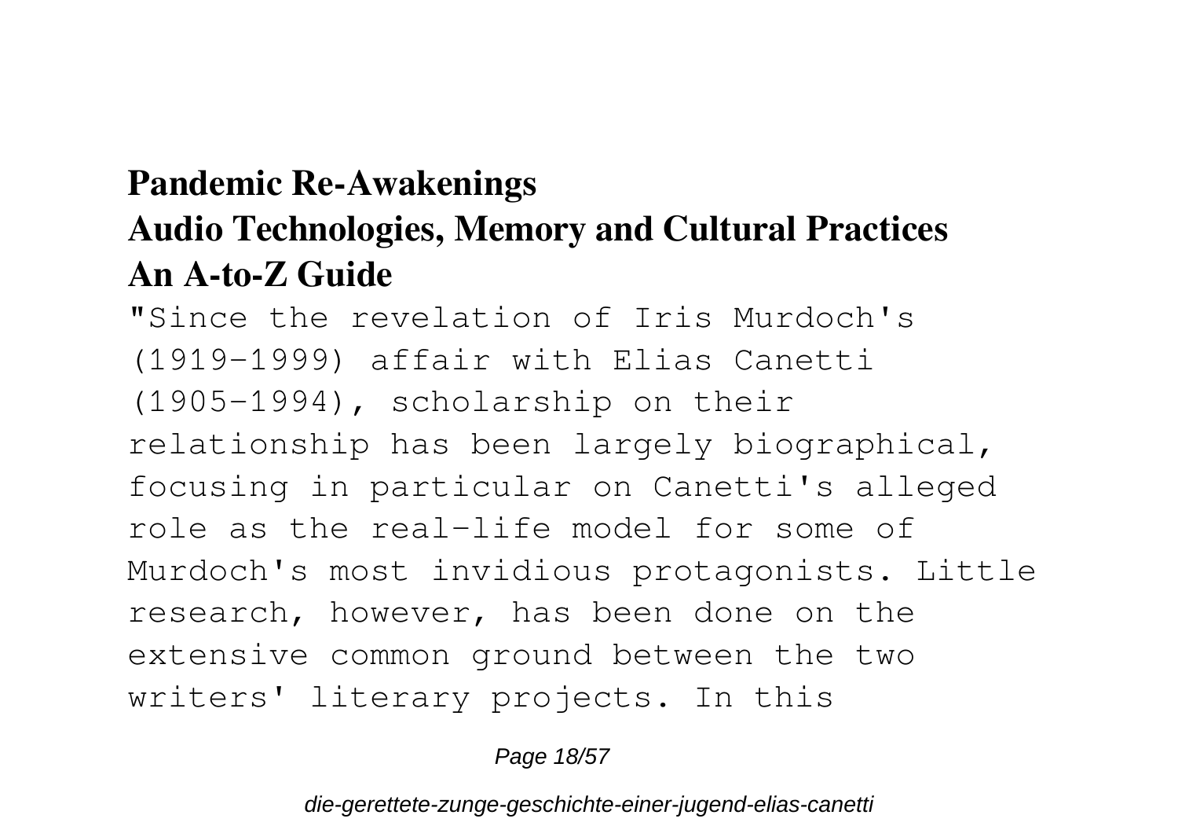**Pandemic Re-Awakenings**
**Audio Technologies, Memory and Cultural Practices**
**An A-to-Z Guide**

"Since the revelation of Iris Murdoch's (1919-1999) affair with Elias Canetti (1905-1994), scholarship on their relationship has been largely biographical, focusing in particular on Canetti's alleged role as the real-life model for some of Murdoch's most invidious protagonists. Little research, however, has been done on the extensive common ground between the two writers' literary projects. In this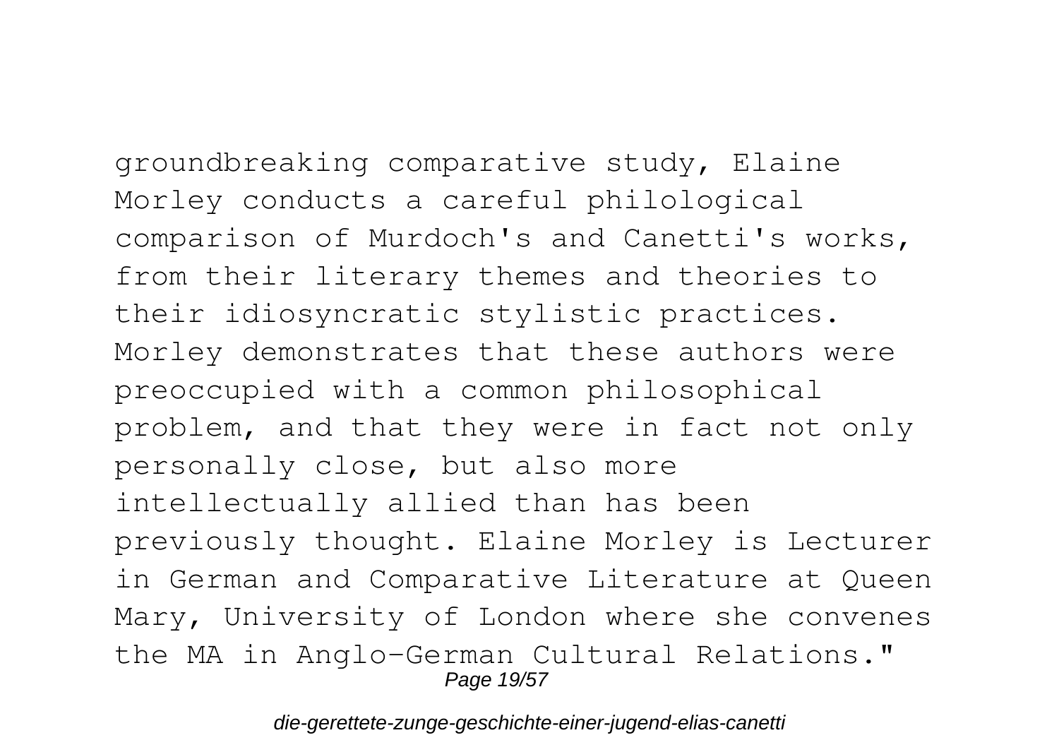groundbreaking comparative study, Elaine Morley conducts a careful philological comparison of Murdoch's and Canetti's works, from their literary themes and theories to their idiosyncratic stylistic practices. Morley demonstrates that these authors were preoccupied with a common philosophical problem, and that they were in fact not only personally close, but also more intellectually allied than has been previously thought. Elaine Morley is Lecturer in German and Comparative Literature at Queen Mary, University of London where she convenes the MA in Anglo-German Cultural Relations."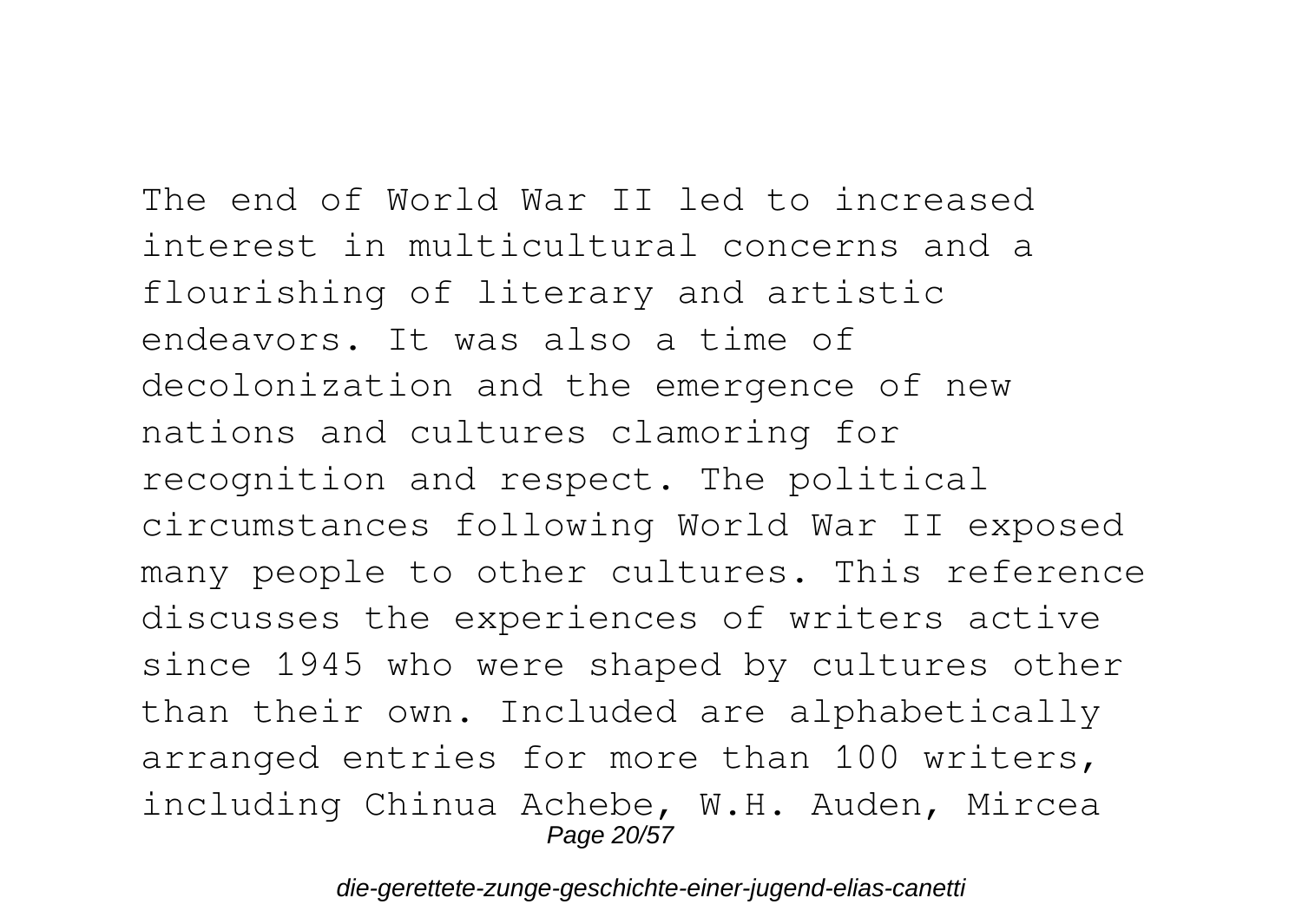The end of World War II led to increased interest in multicultural concerns and a flourishing of literary and artistic endeavors. It was also a time of decolonization and the emergence of new nations and cultures clamoring for recognition and respect. The political circumstances following World War II exposed many people to other cultures. This reference discusses the experiences of writers active since 1945 who were shaped by cultures other than their own. Included are alphabetically arranged entries for more than 100 writers, including Chinua Achebe, W.H. Auden, Mircea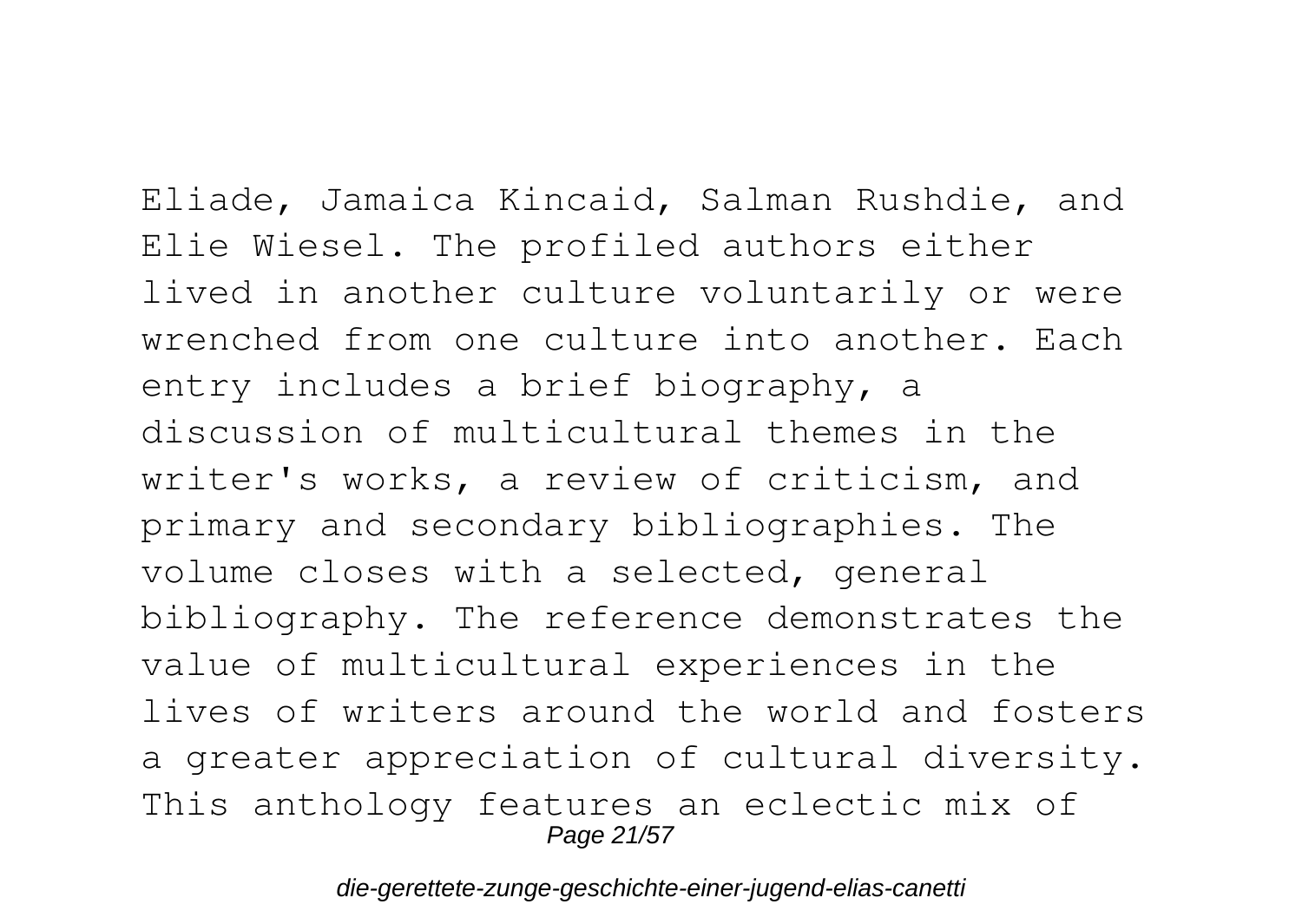Eliade, Jamaica Kincaid, Salman Rushdie, and Elie Wiesel. The profiled authors either lived in another culture voluntarily or were wrenched from one culture into another. Each entry includes a brief biography, a discussion of multicultural themes in the writer's works, a review of criticism, and primary and secondary bibliographies. The volume closes with a selected, general bibliography. The reference demonstrates the value of multicultural experiences in the lives of writers around the world and fosters a greater appreciation of cultural diversity. This anthology features an eclectic mix of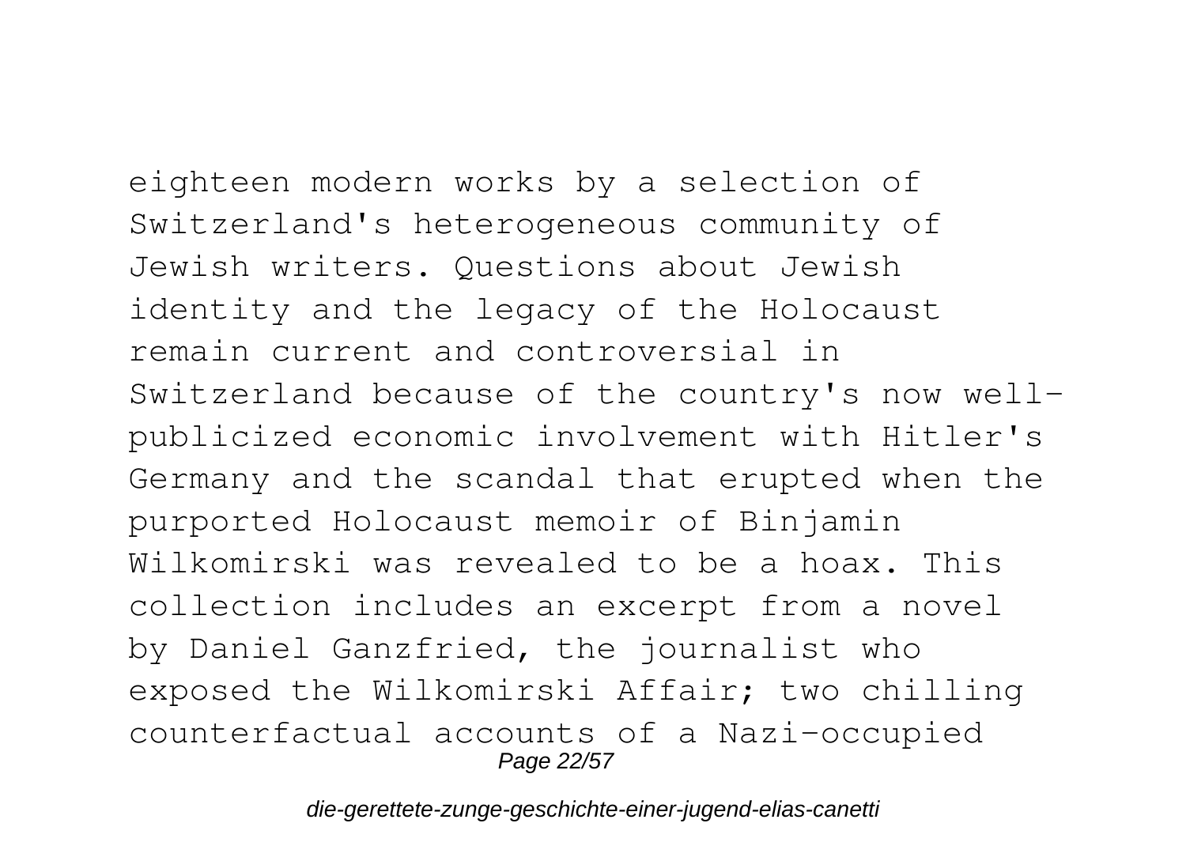eighteen modern works by a selection of Switzerland's heterogeneous community of Jewish writers. Questions about Jewish identity and the legacy of the Holocaust remain current and controversial in Switzerland because of the country's now well-publicized economic involvement with Hitler's Germany and the scandal that erupted when the purported Holocaust memoir of Binjamin Wilkomirski was revealed to be a hoax. This collection includes an excerpt from a novel by Daniel Ganzfried, the journalist who exposed the Wilkomirski Affair; two chilling counterfactual accounts of a Nazi-occupied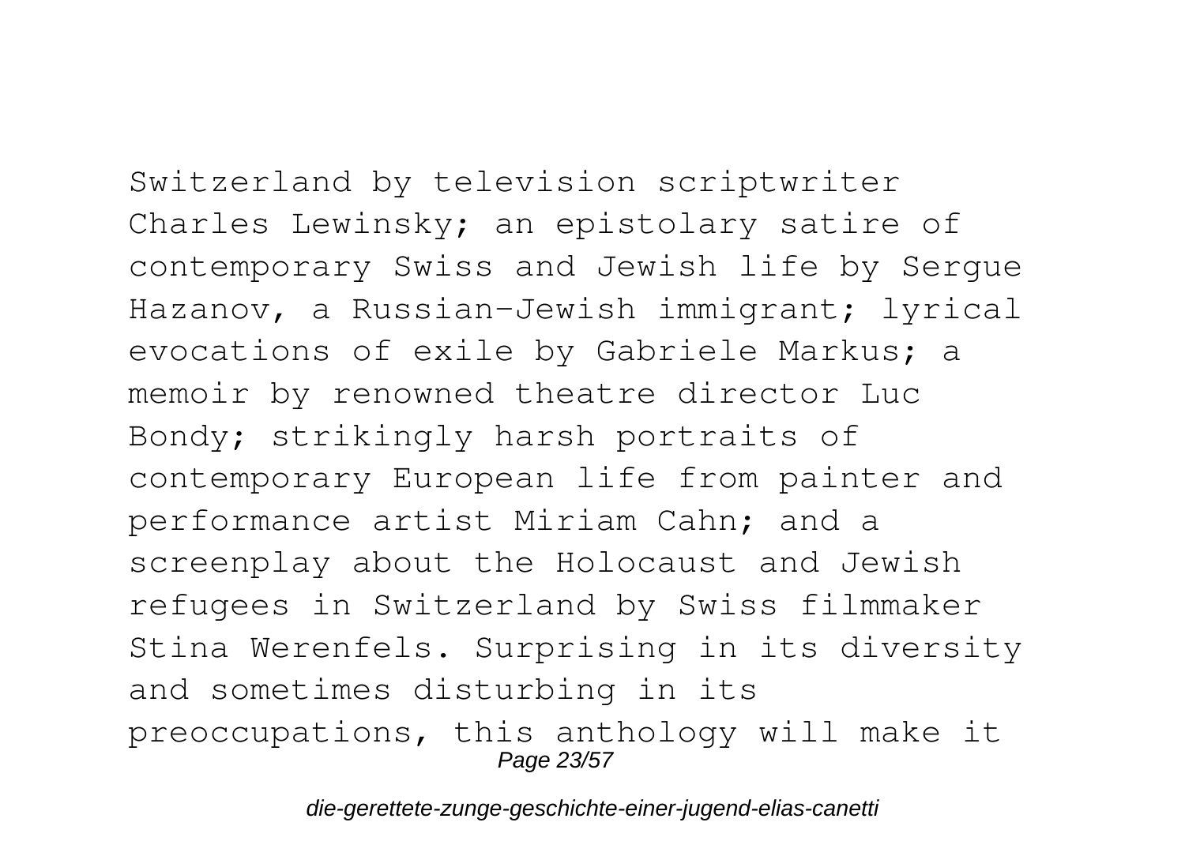Switzerland by television scriptwriter Charles Lewinsky; an epistolary satire of contemporary Swiss and Jewish life by Sergue Hazanov, a Russian-Jewish immigrant; lyrical evocations of exile by Gabriele Markus; a memoir by renowned theatre director Luc Bondy; strikingly harsh portraits of contemporary European life from painter and performance artist Miriam Cahn; and a screenplay about the Holocaust and Jewish refugees in Switzerland by Swiss filmmaker Stina Werenfels. Surprising in its diversity and sometimes disturbing in its preoccupations, this anthology will make it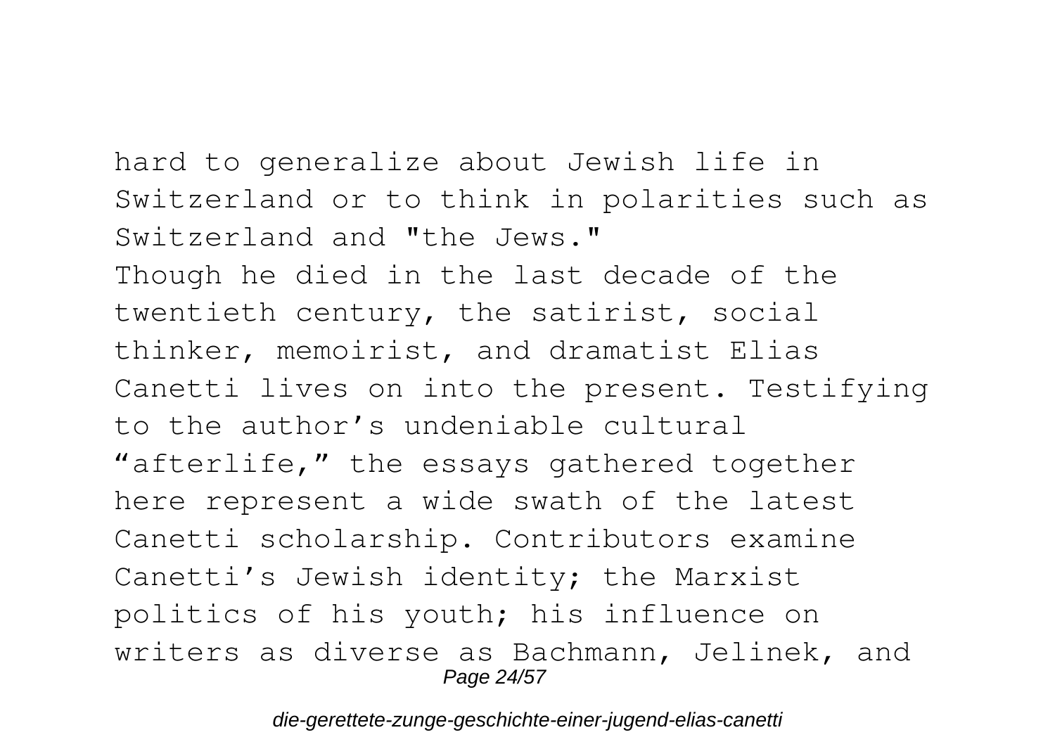hard to generalize about Jewish life in Switzerland or to think in polarities such as Switzerland and "the Jews."

Though he died in the last decade of the twentieth century, the satirist, social thinker, memoirist, and dramatist Elias Canetti lives on into the present. Testifying to the author's undeniable cultural "afterlife," the essays gathered together here represent a wide swath of the latest Canetti scholarship. Contributors examine Canetti's Jewish identity; the Marxist politics of his youth; his influence on writers as diverse as Bachmann, Jelinek, and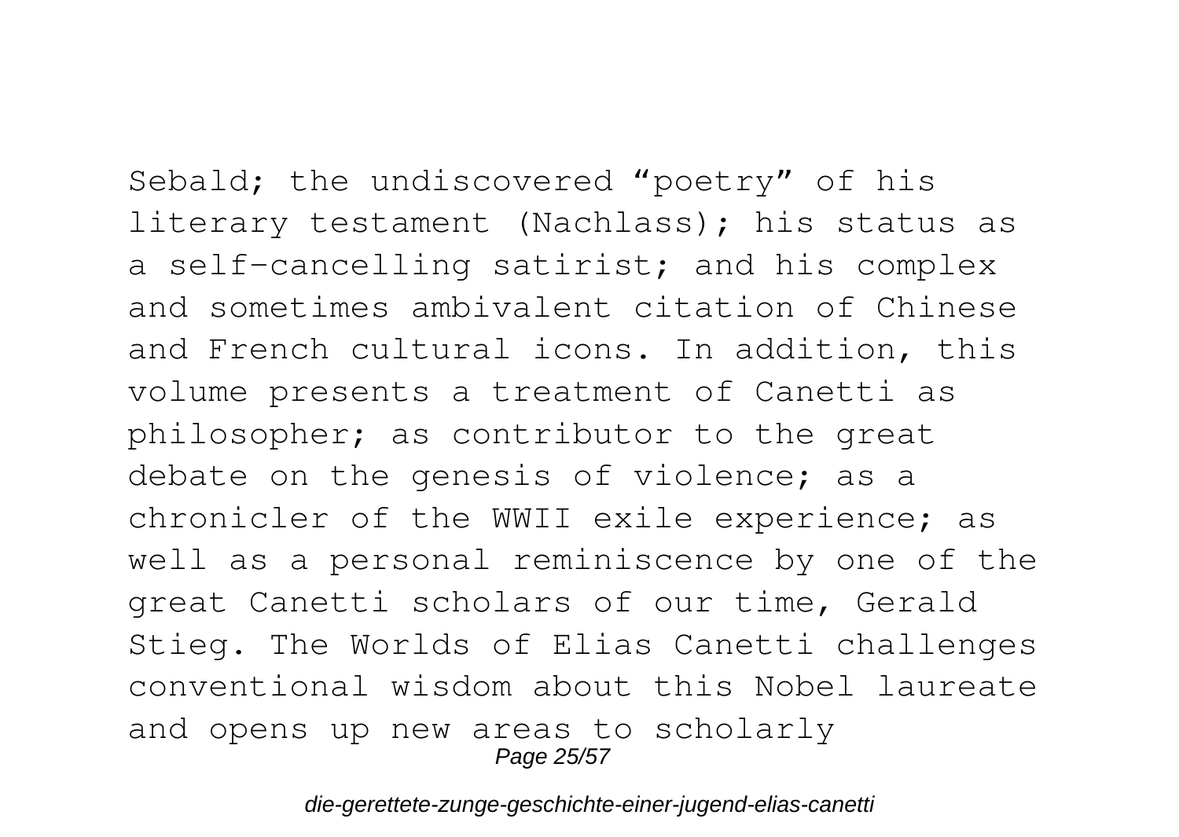Sebald; the undiscovered “poetry” of his literary testament (Nachlass); his status as a self-cancelling satirist; and his complex and sometimes ambivalent citation of Chinese and French cultural icons. In addition, this volume presents a treatment of Canetti as philosopher; as contributor to the great debate on the genesis of violence; as a chronicler of the WWII exile experience; as well as a personal reminiscence by one of the great Canetti scholars of our time, Gerald Stieg. The Worlds of Elias Canetti challenges conventional wisdom about this Nobel laureate and opens up new areas to scholarly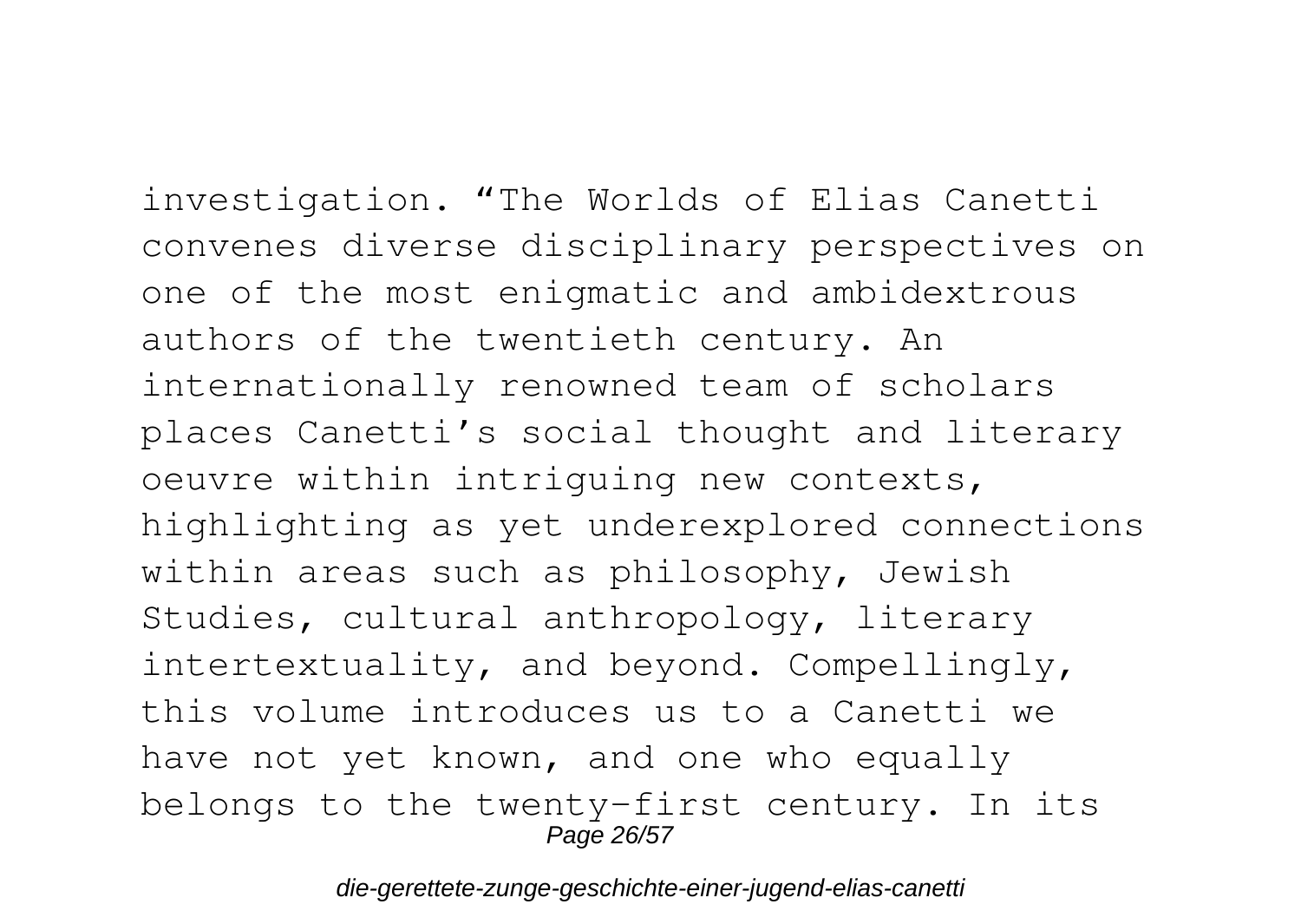investigation. “The Worlds of Elias Canetti convenes diverse disciplinary perspectives on one of the most enigmatic and ambidextrous authors of the twentieth century. An internationally renowned team of scholars places Canetti’s social thought and literary oeuvre within intriguing new contexts, highlighting as yet underexplored connections within areas such as philosophy, Jewish Studies, cultural anthropology, literary intertextuality, and beyond. Compellingly, this volume introduces us to a Canetti we have not yet known, and one who equally belongs to the twenty-first century. In its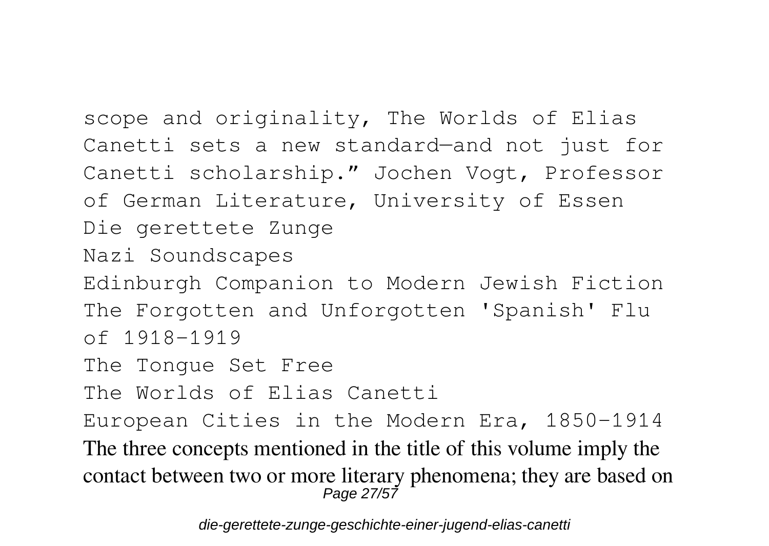scope and originality, The Worlds of Elias Canetti sets a new standard—and not just for Canetti scholarship." Jochen Vogt, Professor of German Literature, University of Essen

Die gerettete Zunge

Nazi Soundscapes

Edinburgh Companion to Modern Jewish Fiction

The Forgotten and Unforgotten 'Spanish' Flu of 1918-1919

The Tongue Set Free

The Worlds of Elias Canetti

European Cities in the Modern Era, 1850-1914

The three concepts mentioned in the title of this volume imply the contact between two or more literary phenomena; they are based on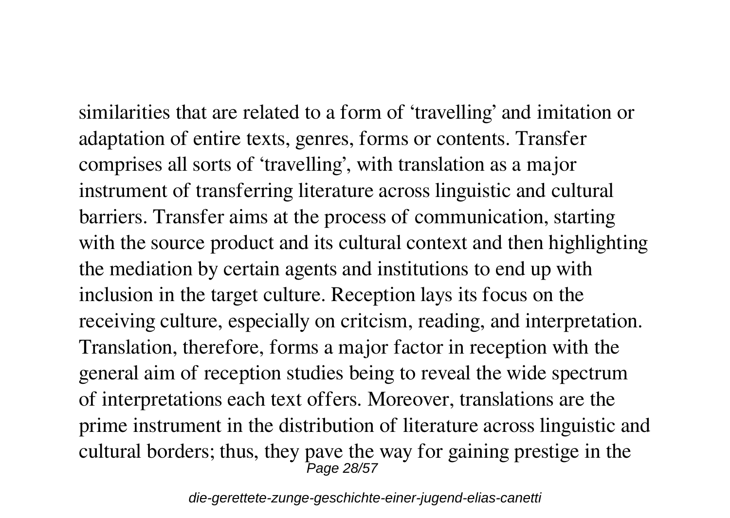similarities that are related to a form of 'travelling' and imitation or adaptation of entire texts, genres, forms or contents. Transfer comprises all sorts of 'travelling', with translation as a major instrument of transferring literature across linguistic and cultural barriers. Transfer aims at the process of communication, starting with the source product and its cultural context and then highlighting the mediation by certain agents and institutions to end up with inclusion in the target culture. Reception lays its focus on the receiving culture, especially on critcism, reading, and interpretation. Translation, therefore, forms a major factor in reception with the general aim of reception studies being to reveal the wide spectrum of interpretations each text offers. Moreover, translations are the prime instrument in the distribution of literature across linguistic and cultural borders; thus, they pave the way for gaining prestige in the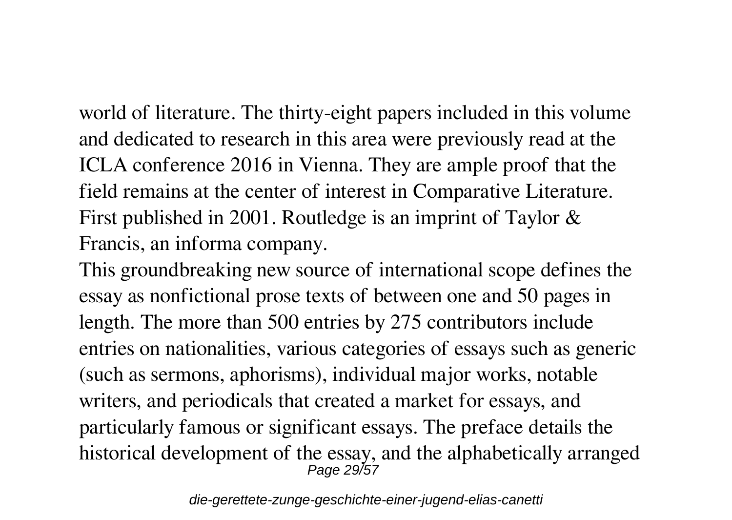world of literature. The thirty-eight papers included in this volume and dedicated to research in this area were previously read at the ICLA conference 2016 in Vienna. They are ample proof that the field remains at the center of interest in Comparative Literature.
First published in 2001. Routledge is an imprint of Taylor & Francis, an informa company.
This groundbreaking new source of international scope defines the essay as nonfictional prose texts of between one and 50 pages in length. The more than 500 entries by 275 contributors include entries on nationalities, various categories of essays such as generic (such as sermons, aphorisms), individual major works, notable writers, and periodicals that created a market for essays, and particularly famous or significant essays. The preface details the historical development of the essay, and the alphabetically arranged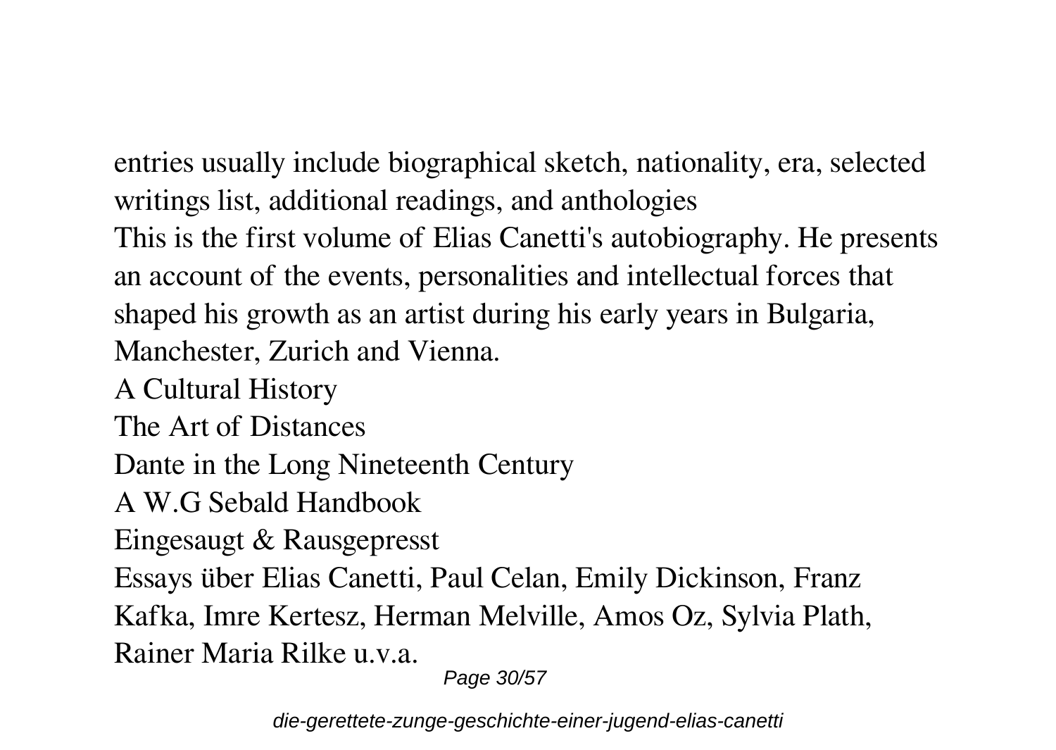entries usually include biographical sketch, nationality, era, selected writings list, additional readings, and anthologies

This is the first volume of Elias Canetti's autobiography. He presents an account of the events, personalities and intellectual forces that shaped his growth as an artist during his early years in Bulgaria, Manchester, Zurich and Vienna.

A Cultural History

The Art of Distances

Dante in the Long Nineteenth Century

A W.G Sebald Handbook

Eingesaugt & Rausgepresst

Essays über Elias Canetti, Paul Celan, Emily Dickinson, Franz Kafka, Imre Kertesz, Herman Melville, Amos Oz, Sylvia Plath, Rainer Maria Rilke u.v.a.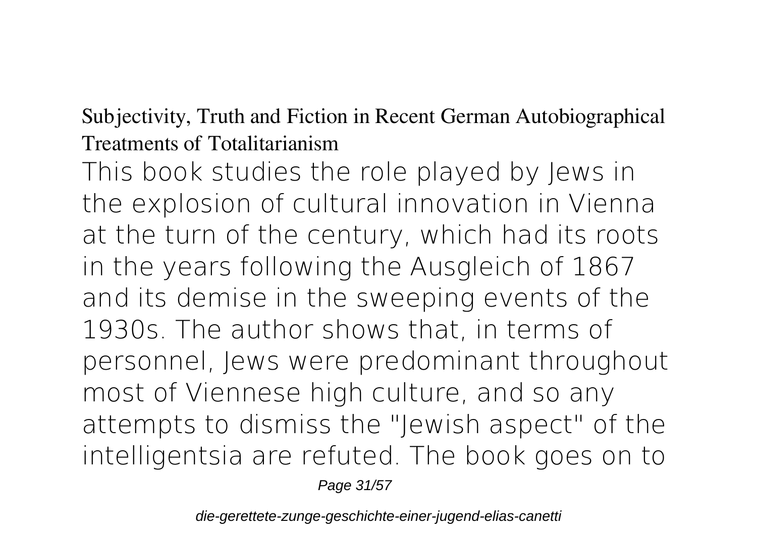**Subjectivity, Truth and Fiction in Recent German Autobiographical Treatments of Totalitarianism**

This book studies the role played by Jews in the explosion of cultural innovation in Vienna at the turn of the century, which had its roots in the years following the Ausgleich of 1867 and its demise in the sweeping events of the 1930s. The author shows that, in terms of personnel, Jews were predominant throughout most of Viennese high culture, and so any attempts to dismiss the "Jewish aspect" of the intelligentsia are refuted. The book goes on to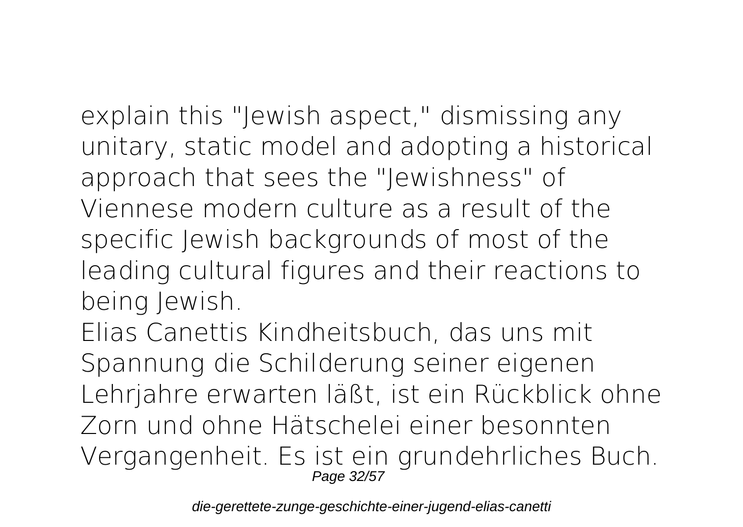explain this "Jewish aspect," dismissing any unitary, static model and adopting a historical approach that sees the "Jewishness" of Viennese modern culture as a result of the specific Jewish backgrounds of most of the leading cultural figures and their reactions to being Jewish.

Elias Canettis Kindheitsbuch, das uns mit Spannung die Schilderung seiner eigenen Lehrjahre erwarten läßt, ist ein Rückblick ohne Zorn und ohne Hätschelei einer besonnten Vergangenheit. Es ist ein grundehrliches Buch.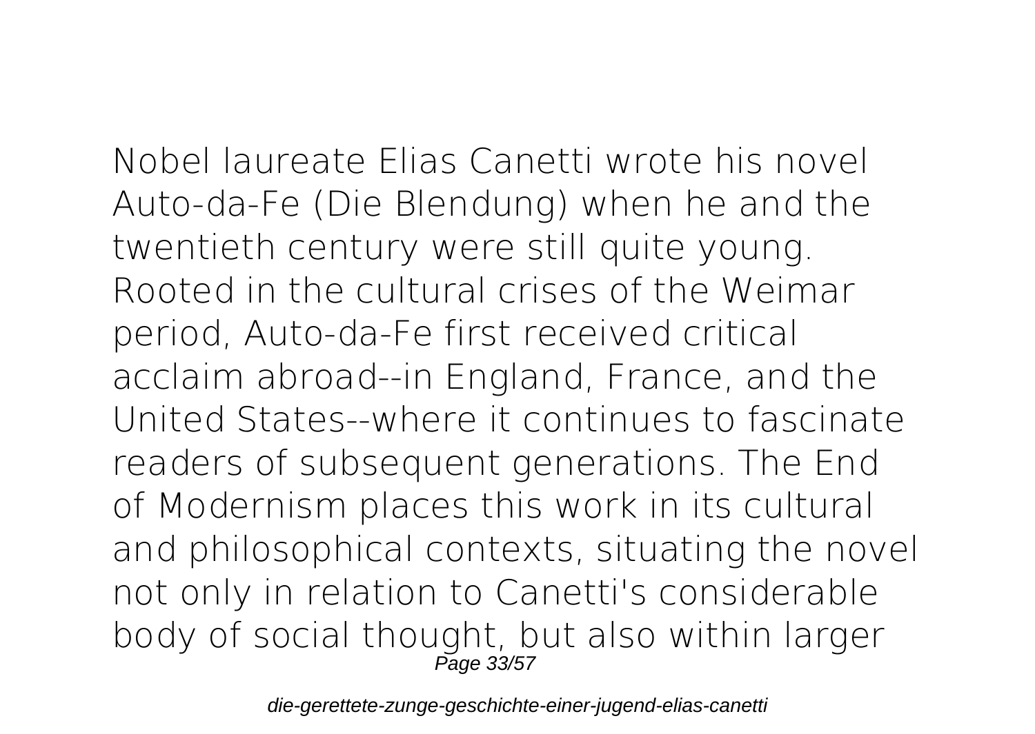Nobel laureate Elias Canetti wrote his novel Auto-da-Fe (Die Blendung) when he and the twentieth century were still quite young. Rooted in the cultural crises of the Weimar period, Auto-da-Fe first received critical acclaim abroad--in England, France, and the United States--where it continues to fascinate readers of subsequent generations. The End of Modernism places this work in its cultural and philosophical contexts, situating the novel not only in relation to Canetti's considerable body of social thought, but also within larger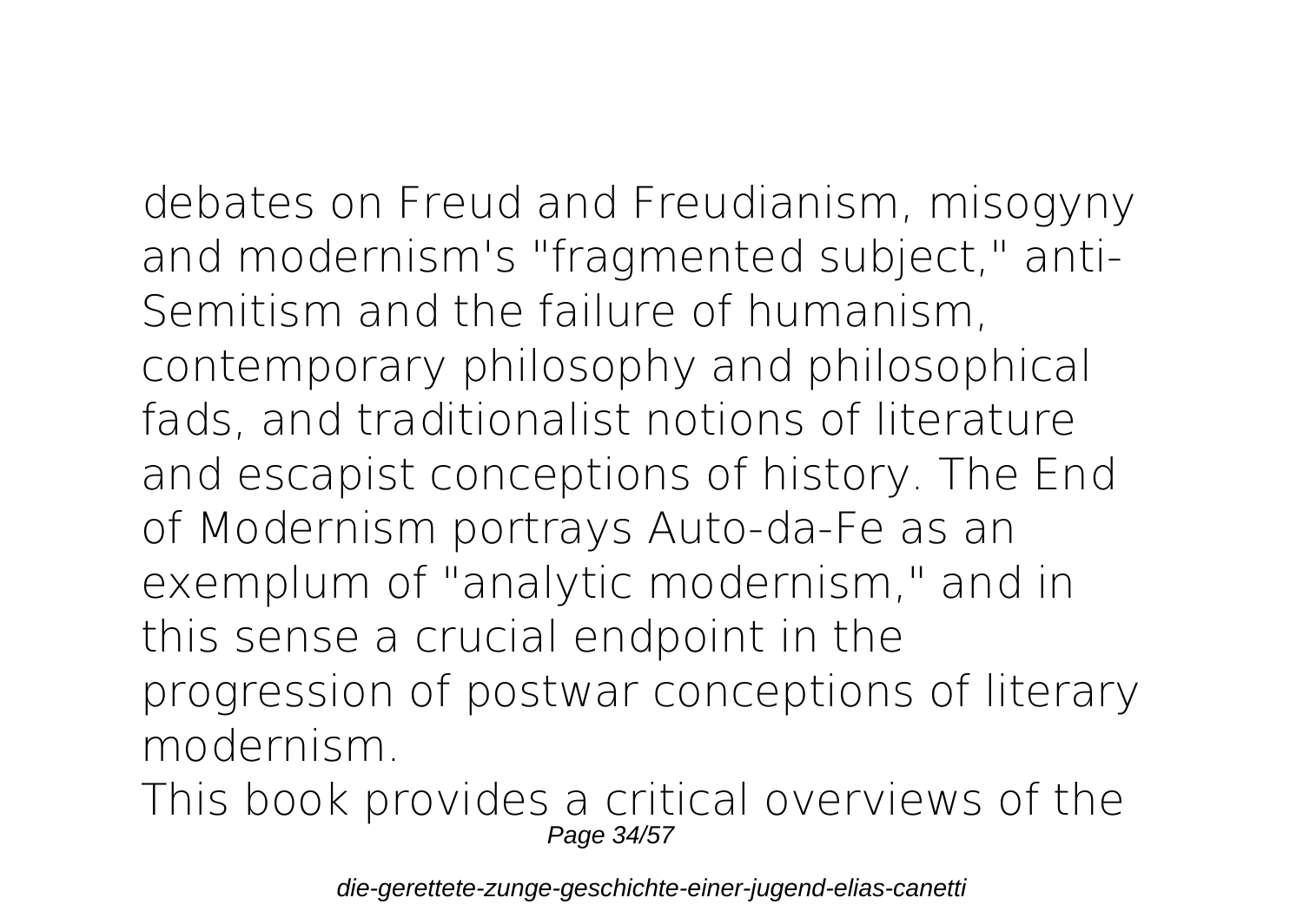debates on Freud and Freudianism, misogyny and modernism's "fragmented subject," anti-Semitism and the failure of humanism, contemporary philosophy and philosophical fads, and traditionalist notions of literature and escapist conceptions of history. The End of Modernism portrays Auto-da-Fe as an exemplum of "analytic modernism," and in this sense a crucial endpoint in the progression of postwar conceptions of literary modernism.

This book provides a critical overviews of the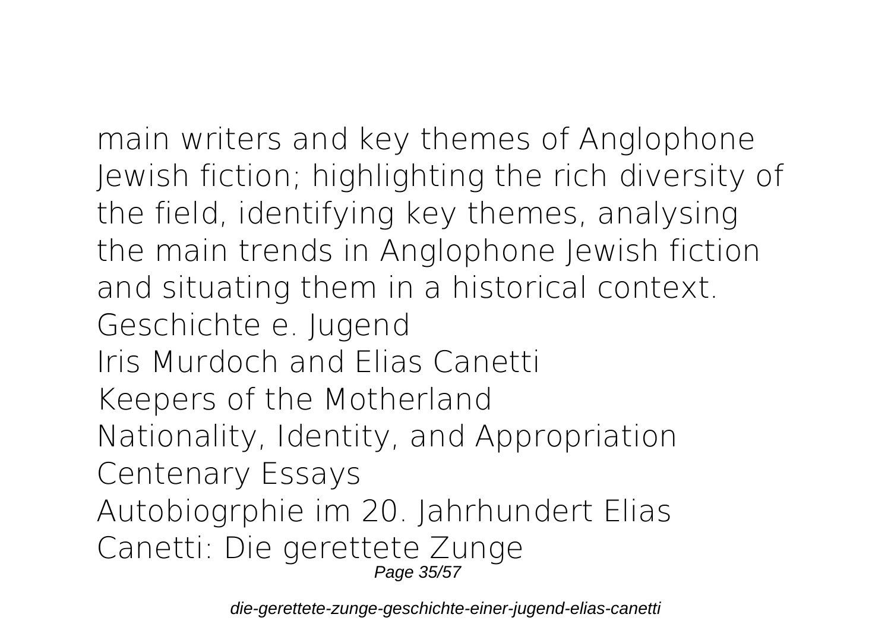main writers and key themes of Anglophone Jewish fiction; highlighting the rich diversity of the field, identifying key themes, analysing the main trends in Anglophone Jewish fiction and situating them in a historical context.

Geschichte e. Jugend

Iris Murdoch and Elias Canetti

Keepers of the Motherland

Nationality, Identity, and Appropriation

Centenary Essays

Autobiogrphie im 20. Jahrhundert Elias Canetti: Die gerettete Zunge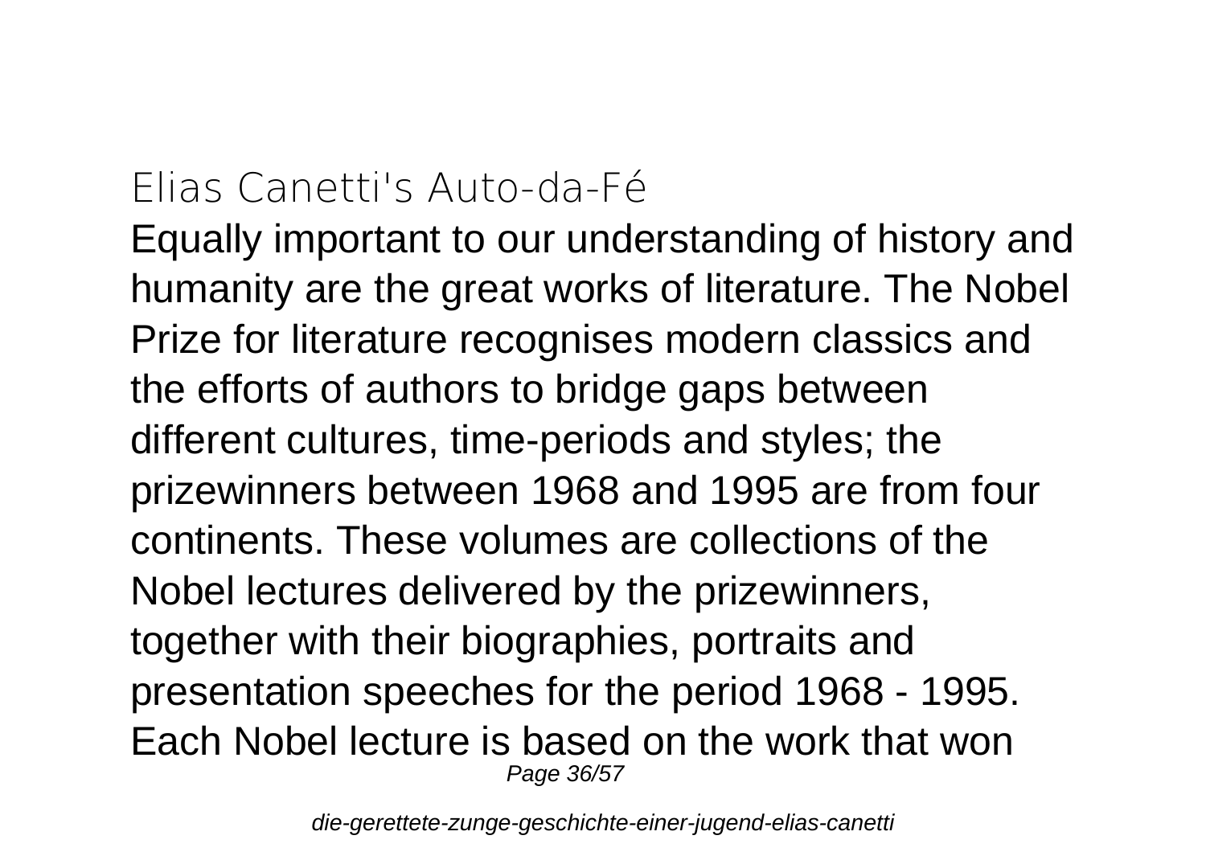## Elias Canetti's Auto-da-Fé

Equally important to our understanding of history and humanity are the great works of literature. The Nobel Prize for literature recognises modern classics and the efforts of authors to bridge gaps between different cultures, time-periods and styles; the prizewinners between 1968 and 1995 are from four continents. These volumes are collections of the Nobel lectures delivered by the prizewinners, together with their biographies, portraits and presentation speeches for the period 1968 - 1995. Each Nobel lecture is based on the work that won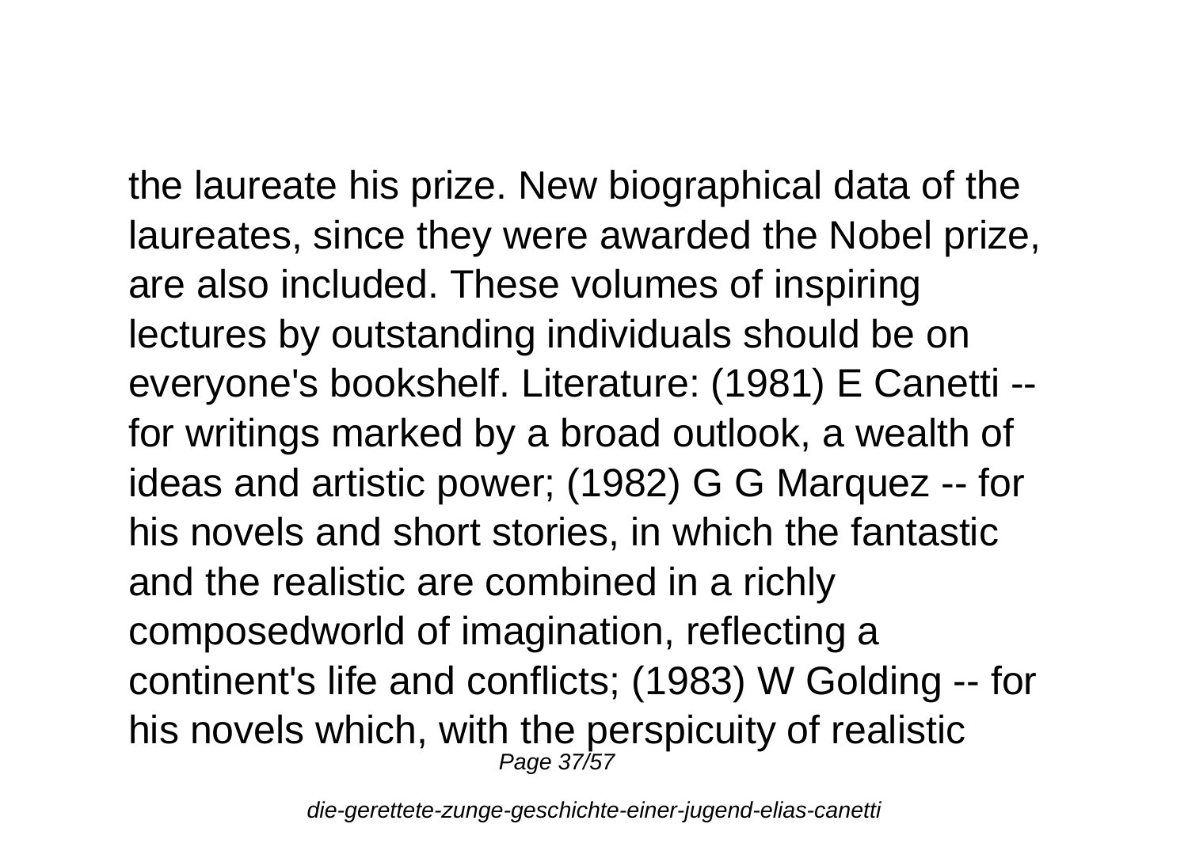the laureate his prize. New biographical data of the laureates, since they were awarded the Nobel prize, are also included. These volumes of inspiring lectures by outstanding individuals should be on everyone's bookshelf. Literature: (1981) E Canetti -- for writings marked by a broad outlook, a wealth of ideas and artistic power; (1982) G G Marquez -- for his novels and short stories, in which the fantastic and the realistic are combined in a richly composedworld of imagination, reflecting a continent's life and conflicts; (1983) W Golding -- for his novels which, with the perspicuity of realistic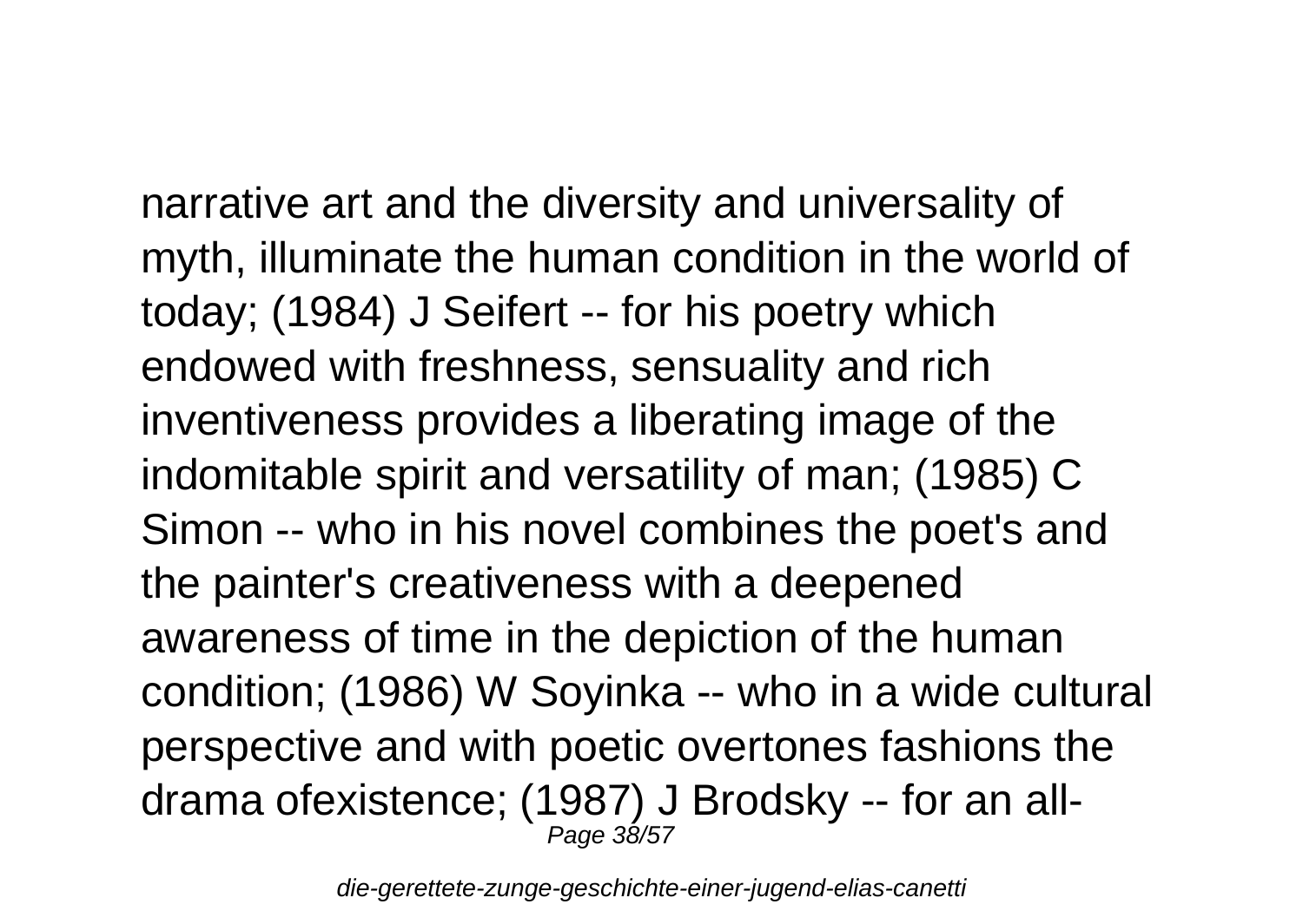narrative art and the diversity and universality of myth, illuminate the human condition in the world of today; (1984) J Seifert -- for his poetry which endowed with freshness, sensuality and rich inventiveness provides a liberating image of the indomitable spirit and versatility of man; (1985) C Simon -- who in his novel combines the poet's and the painter's creativeness with a deepened awareness of time in the depiction of the human condition; (1986) W Soyinka -- who in a wide cultural perspective and with poetic overtones fashions the drama ofexistence; (1987) J Brodsky -- for an all-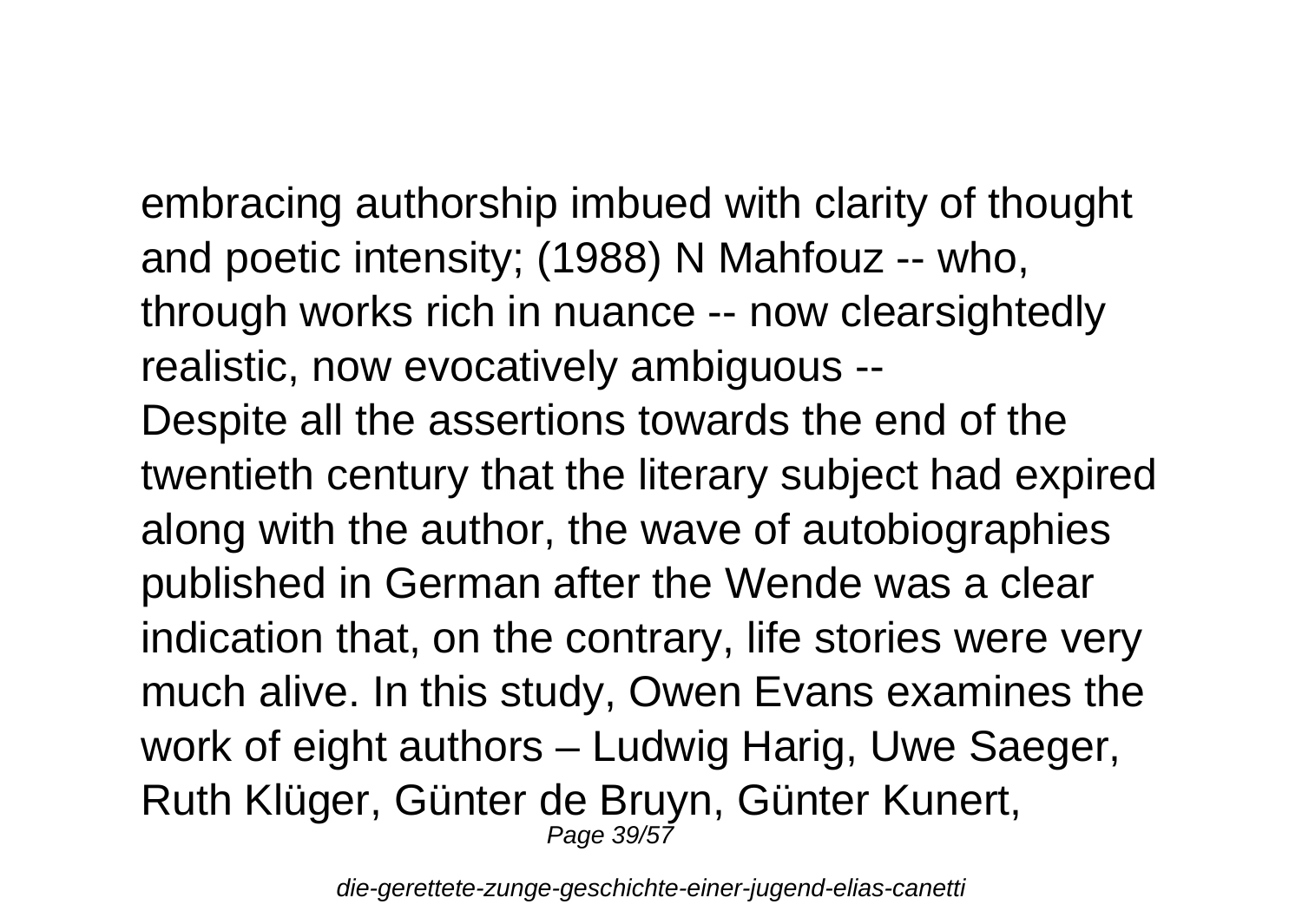embracing authorship imbued with clarity of thought and poetic intensity; (1988) N Mahfouz -- who, through works rich in nuance -- now clearsightedly realistic, now evocatively ambiguous --

Despite all the assertions towards the end of the twentieth century that the literary subject had expired along with the author, the wave of autobiographies published in German after the Wende was a clear indication that, on the contrary, life stories were very much alive. In this study, Owen Evans examines the work of eight authors – Ludwig Harig, Uwe Saeger, Ruth Klüger, Günter de Bruyn, Günter Kunert,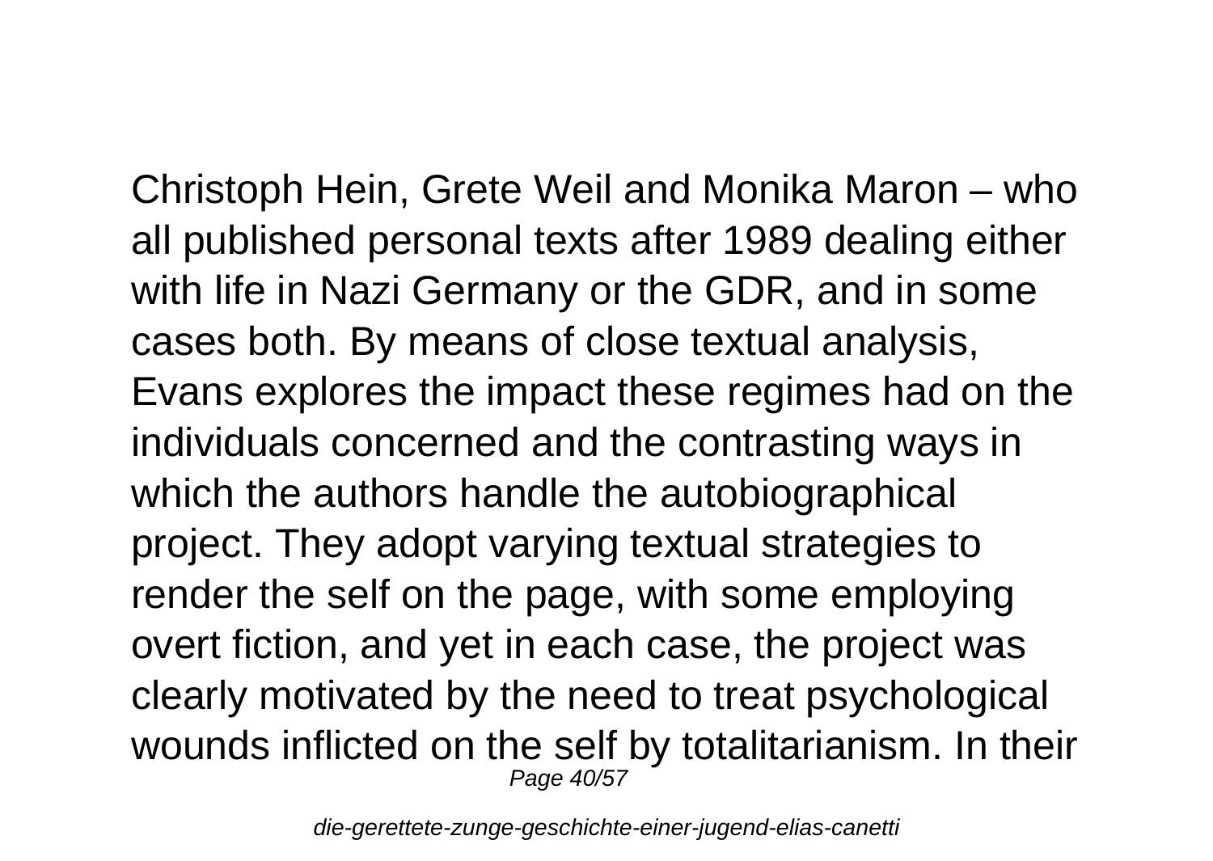Christoph Hein, Grete Weil and Monika Maron – who all published personal texts after 1989 dealing either with life in Nazi Germany or the GDR, and in some cases both. By means of close textual analysis, Evans explores the impact these regimes had on the individuals concerned and the contrasting ways in which the authors handle the autobiographical project. They adopt varying textual strategies to render the self on the page, with some employing overt fiction, and yet in each case, the project was clearly motivated by the need to treat psychological wounds inflicted on the self by totalitarianism. In their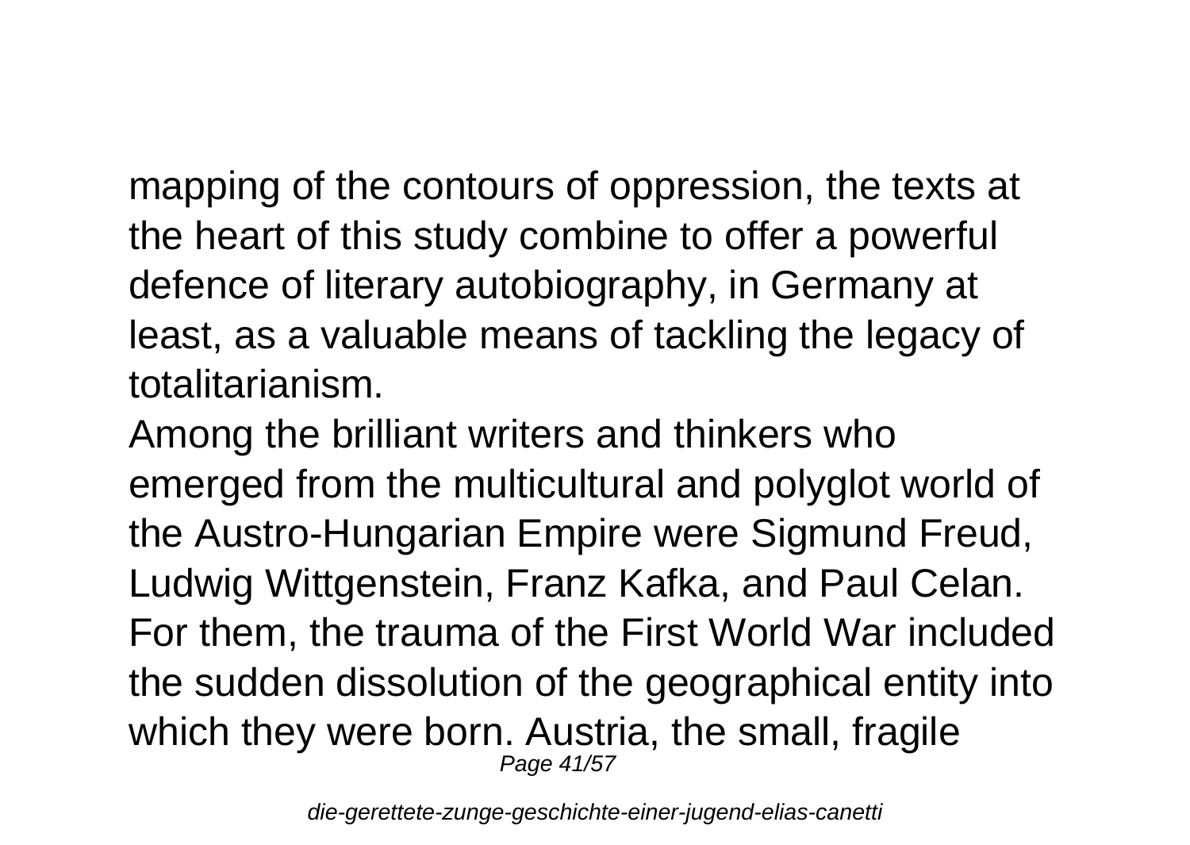mapping of the contours of oppression, the texts at the heart of this study combine to offer a powerful defence of literary autobiography, in Germany at least, as a valuable means of tackling the legacy of totalitarianism.

Among the brilliant writers and thinkers who emerged from the multicultural and polyglot world of the Austro-Hungarian Empire were Sigmund Freud, Ludwig Wittgenstein, Franz Kafka, and Paul Celan. For them, the trauma of the First World War included the sudden dissolution of the geographical entity into which they were born. Austria, the small, fragile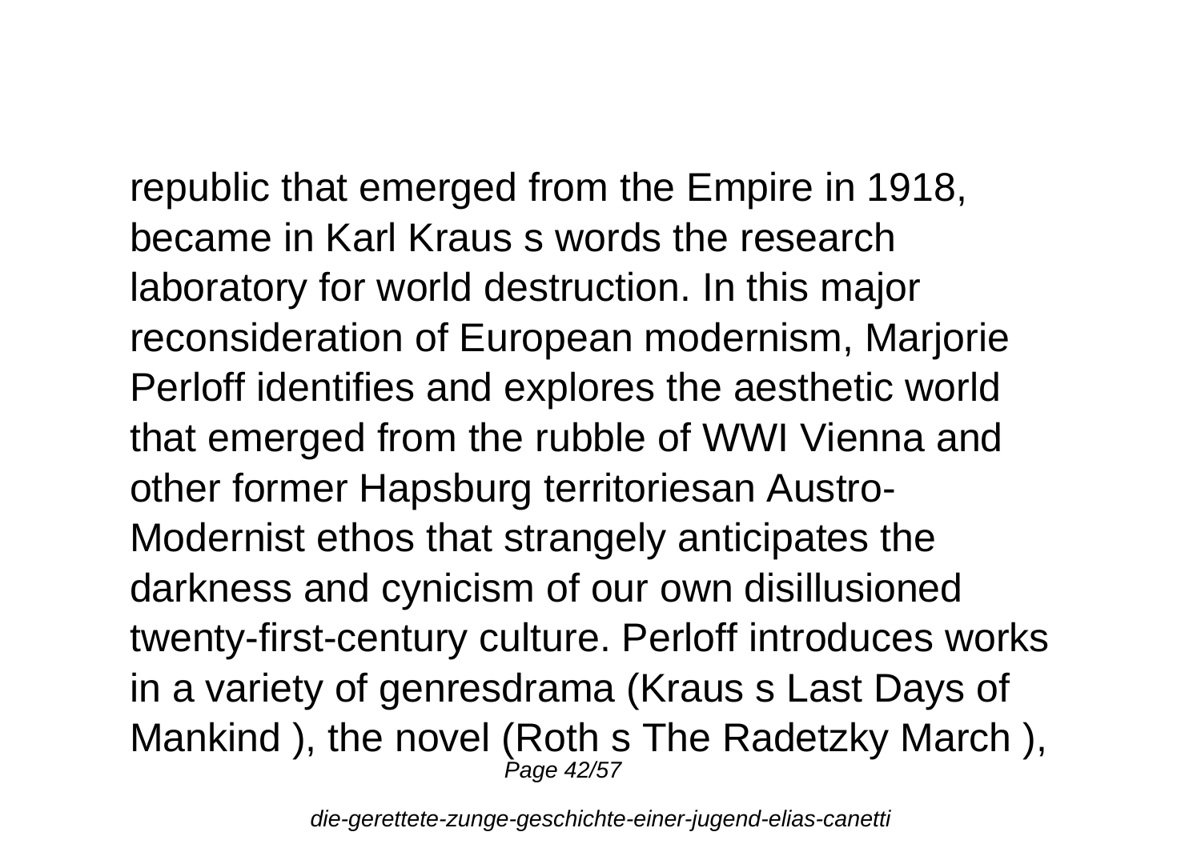republic that emerged from the Empire in 1918, became in Karl Kraus s words the research laboratory for world destruction. In this major reconsideration of European modernism, Marjorie Perloff identifies and explores the aesthetic world that emerged from the rubble of WWI Vienna and other former Hapsburg territoriesan Austro-Modernist ethos that strangely anticipates the darkness and cynicism of our own disillusioned twenty-first-century culture. Perloff introduces works in a variety of genresdrama (Kraus s Last Days of Mankind ), the novel (Roth s The Radetzky March ),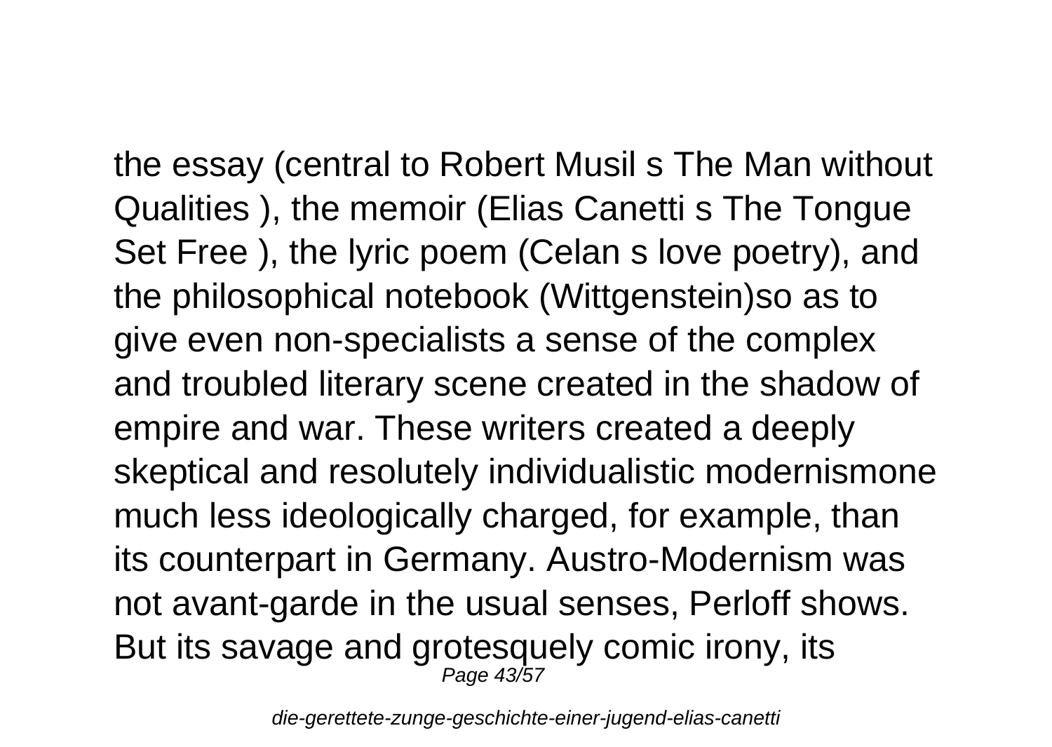the essay (central to Robert Musil s The Man without Qualities ), the memoir (Elias Canetti s The Tongue Set Free ), the lyric poem (Celan s love poetry), and the philosophical notebook (Wittgenstein)so as to give even non-specialists a sense of the complex and troubled literary scene created in the shadow of empire and war. These writers created a deeply skeptical and resolutely individualistic modernismone much less ideologically charged, for example, than its counterpart in Germany. Austro-Modernism was not avant-garde in the usual senses, Perloff shows. But its savage and grotesquely comic irony, its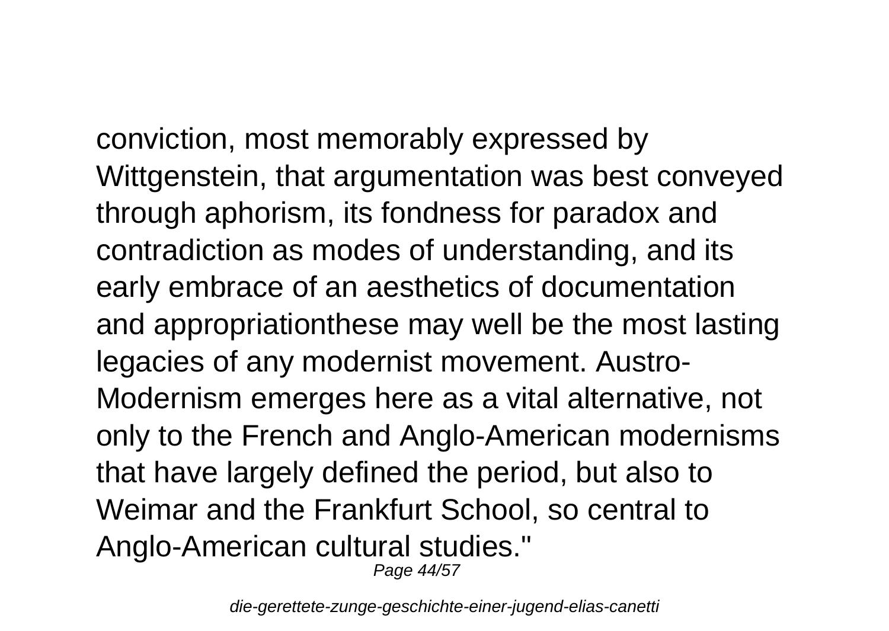conviction, most memorably expressed by Wittgenstein, that argumentation was best conveyed through aphorism, its fondness for paradox and contradiction as modes of understanding, and its early embrace of an aesthetics of documentation and appropriationthese may well be the most lasting legacies of any modernist movement. Austro-Modernism emerges here as a vital alternative, not only to the French and Anglo-American modernisms that have largely defined the period, but also to Weimar and the Frankfurt School, so central to Anglo-American cultural studies."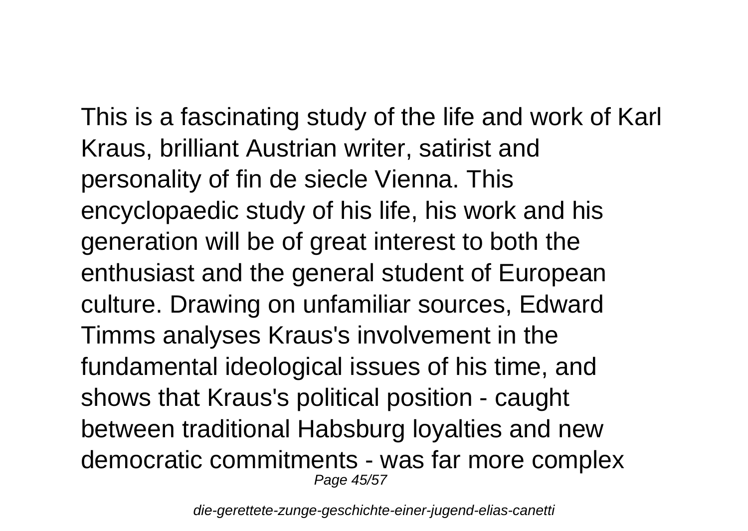This is a fascinating study of the life and work of Karl Kraus, brilliant Austrian writer, satirist and personality of fin de siecle Vienna. This encyclopaedic study of his life, his work and his generation will be of great interest to both the enthusiast and the general student of European culture. Drawing on unfamiliar sources, Edward Timms analyses Kraus's involvement in the fundamental ideological issues of his time, and shows that Kraus's political position - caught between traditional Habsburg loyalties and new democratic commitments - was far more complex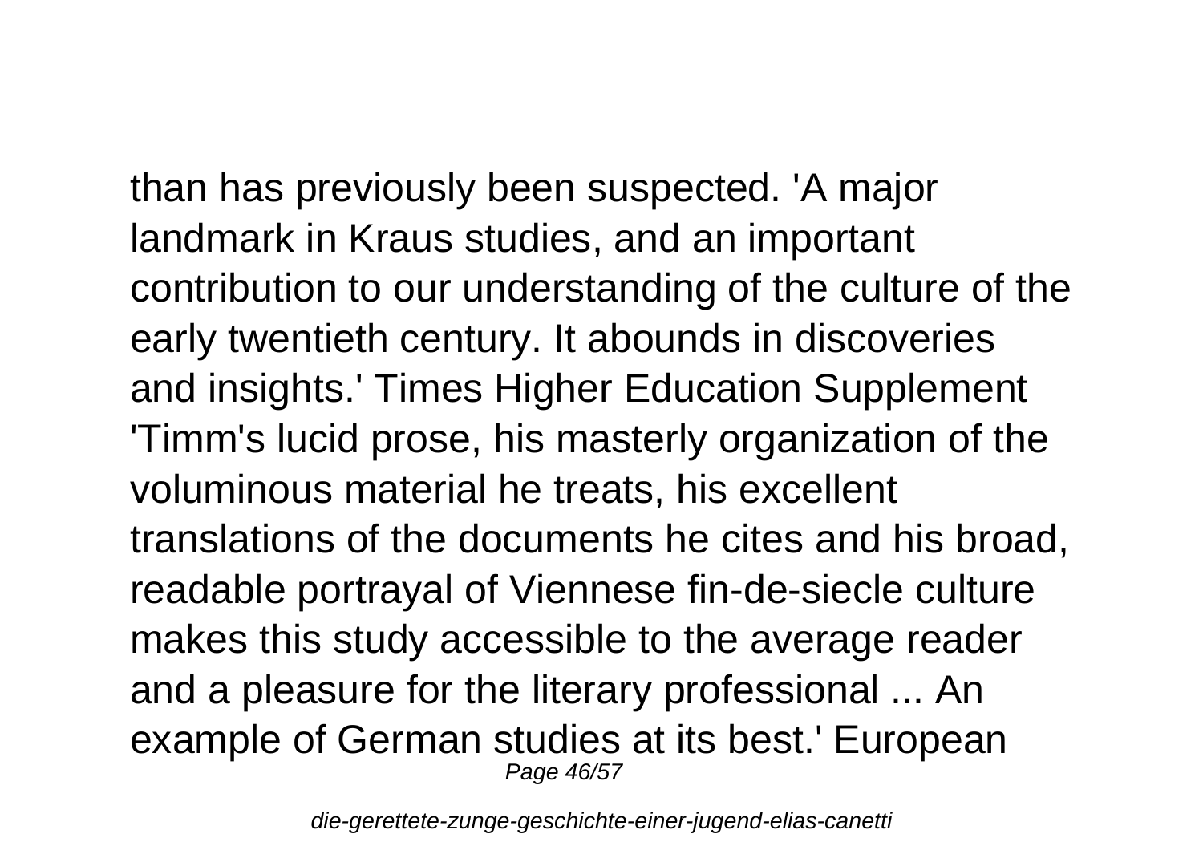than has previously been suspected. 'A major landmark in Kraus studies, and an important contribution to our understanding of the culture of the early twentieth century. It abounds in discoveries and insights.' Times Higher Education Supplement 'Timm's lucid prose, his masterly organization of the voluminous material he treats, his excellent translations of the documents he cites and his broad, readable portrayal of Viennese fin-de-siecle culture makes this study accessible to the average reader and a pleasure for the literary professional ... An example of German studies at its best.' European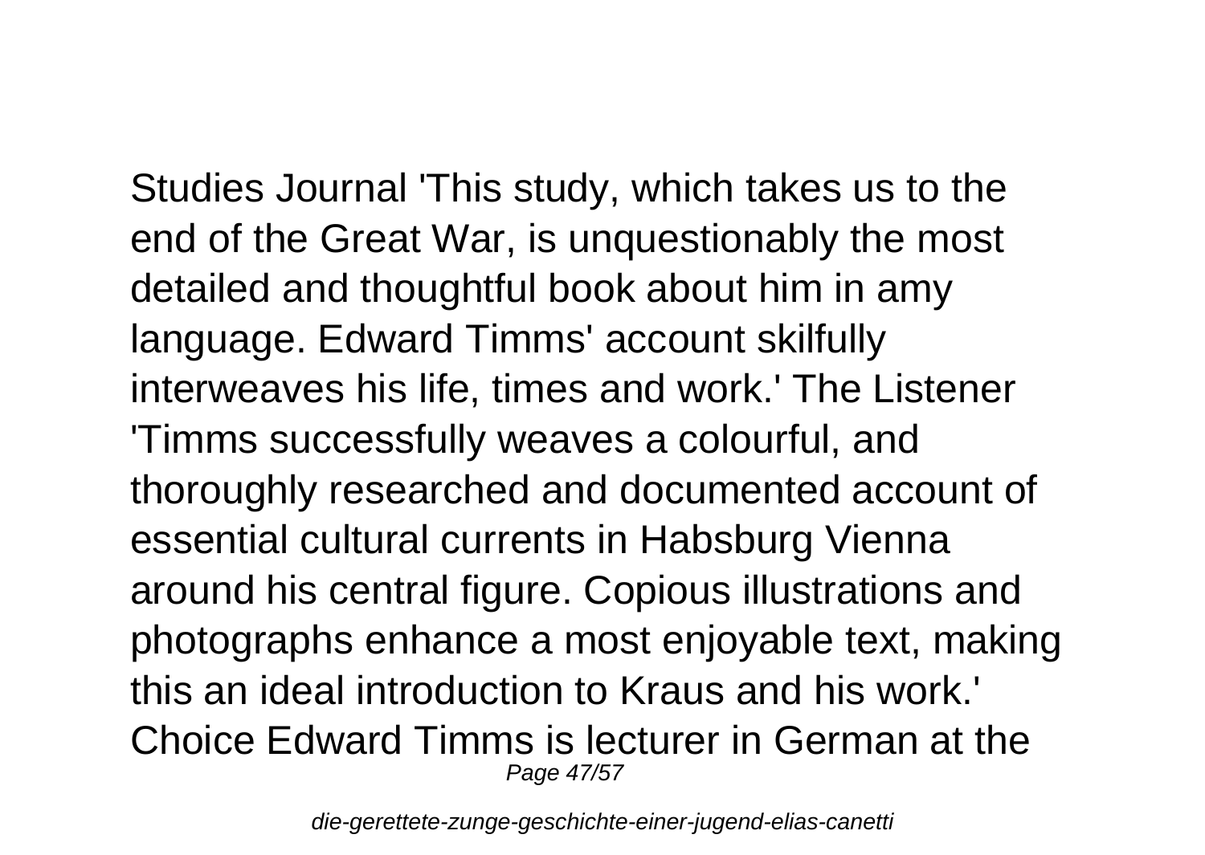Studies Journal 'This study, which takes us to the end of the Great War, is unquestionably the most detailed and thoughtful book about him in amy language. Edward Timms' account skilfully interweaves his life, times and work.' The Listener 'Timms successfully weaves a colourful, and thoroughly researched and documented account of essential cultural currents in Habsburg Vienna around his central figure. Copious illustrations and photographs enhance a most enjoyable text, making this an ideal introduction to Kraus and his work.' Choice Edward Timms is lecturer in German at the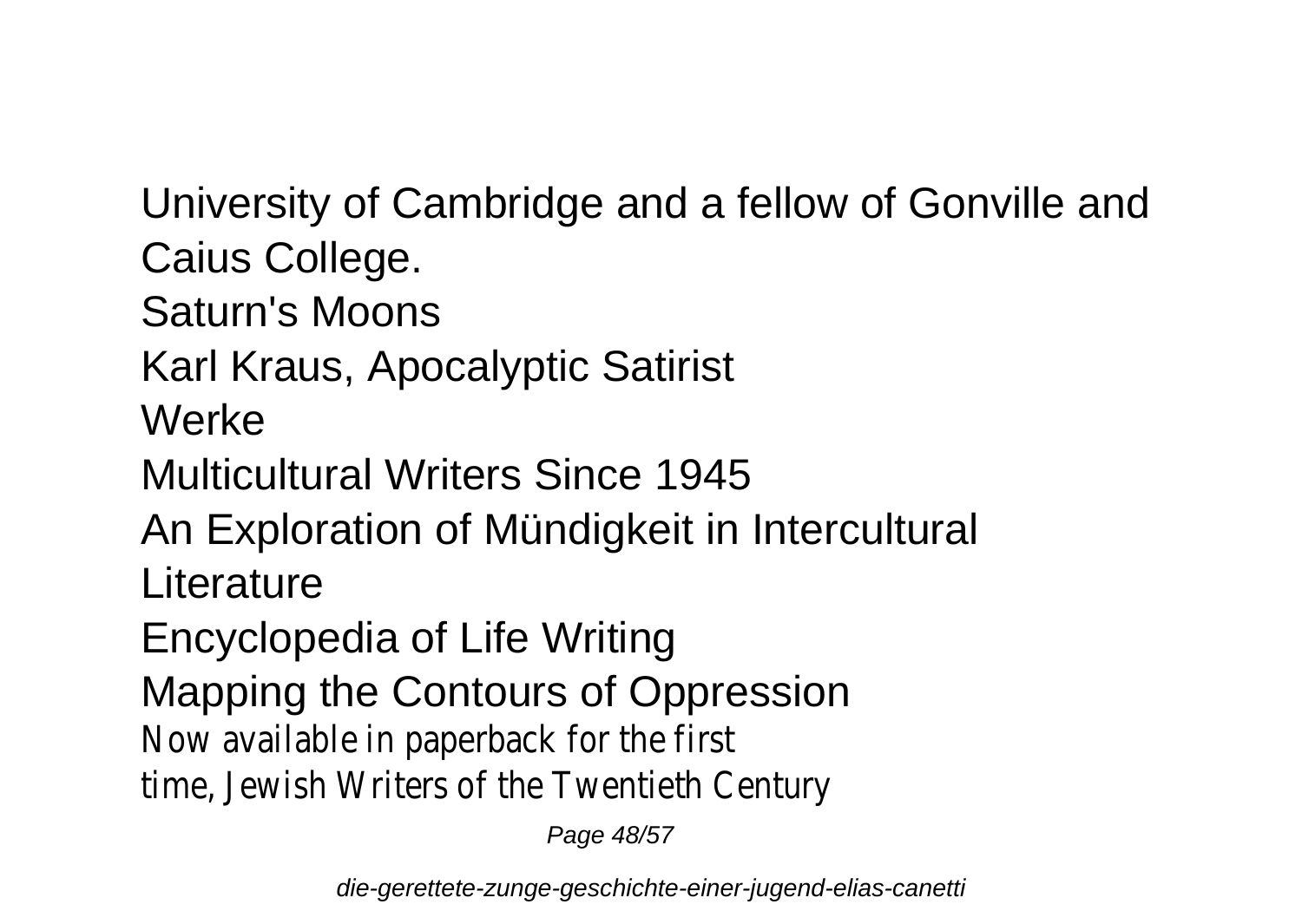University of Cambridge and a fellow of Gonville and Caius College.

Saturn's Moons

Karl Kraus, Apocalyptic Satirist

Werke

Multicultural Writers Since 1945

An Exploration of Mündigkeit in Intercultural Literature

Encyclopedia of Life Writing

Mapping the Contours of Oppression

Now available in paperback for the first time, Jewish Writers of the Twentieth Century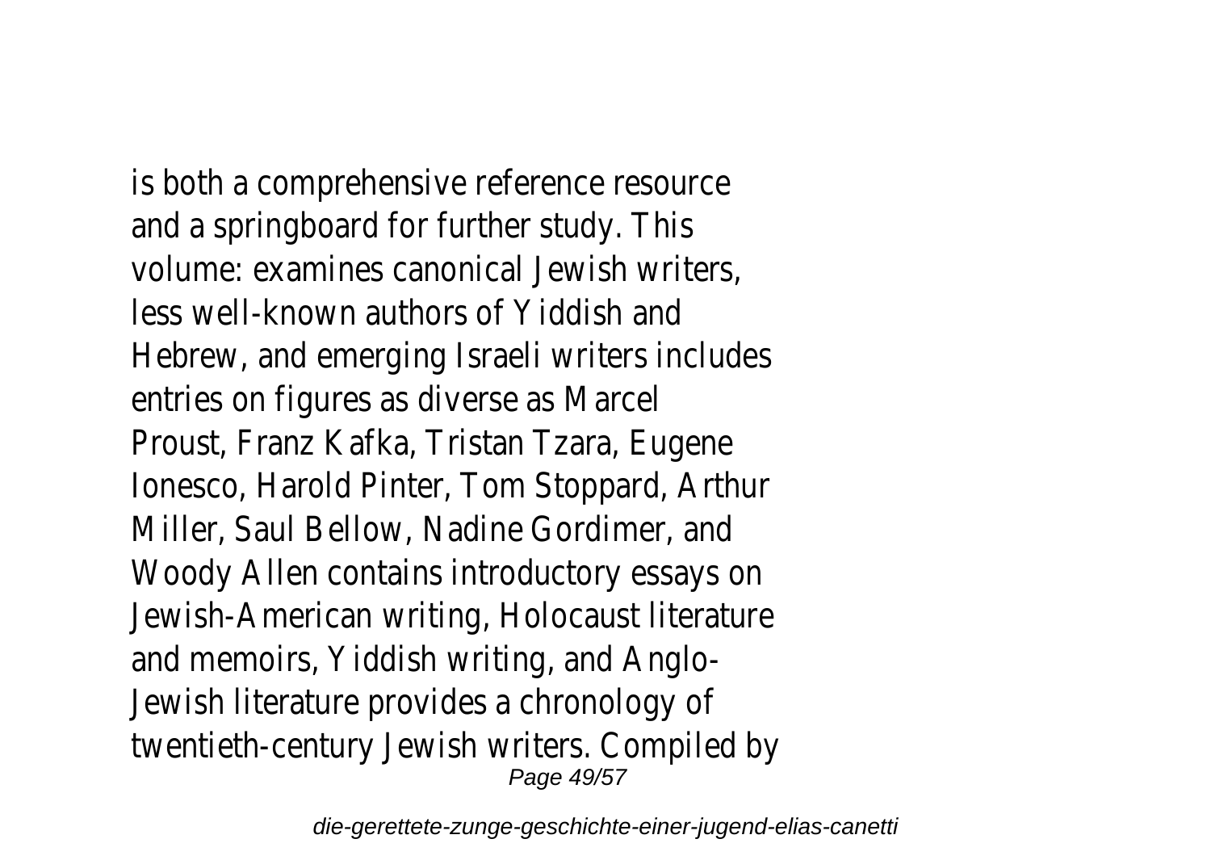is both a comprehensive reference resource and a springboard for further study. This volume: examines canonical Jewish writers, less well-known authors of Yiddish and Hebrew, and emerging Israeli writers includes entries on figures as diverse as Marcel Proust, Franz Kafka, Tristan Tzara, Eugene Ionesco, Harold Pinter, Tom Stoppard, Arthur Miller, Saul Bellow, Nadine Gordimer, and Woody Allen contains introductory essays on Jewish-American writing, Holocaust literature and memoirs, Yiddish writing, and Anglo-Jewish literature provides a chronology of twentieth-century Jewish writers. Compiled by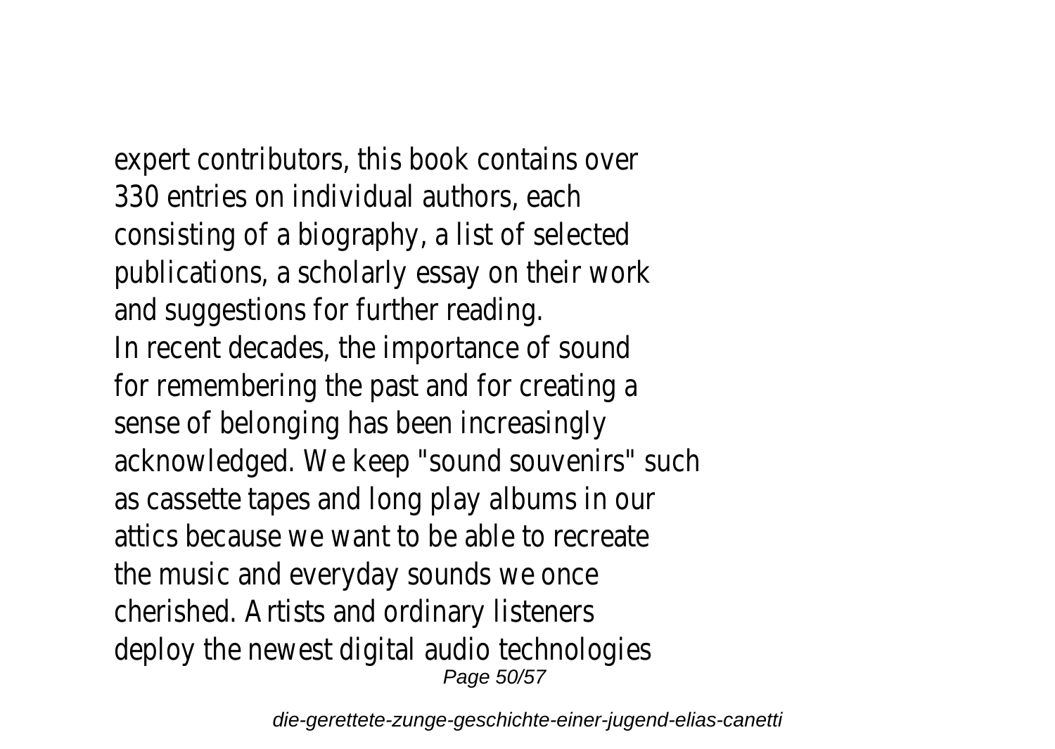expert contributors, this book contains over 330 entries on individual authors, each consisting of a biography, a list of selected publications, a scholarly essay on their work and suggestions for further reading.

In recent decades, the importance of sound for remembering the past and for creating a sense of belonging has been increasingly acknowledged. We keep "sound souvenirs" such as cassette tapes and long play albums in our attics because we want to be able to recreate the music and everyday sounds we once cherished. Artists and ordinary listeners deploy the newest digital audio technologies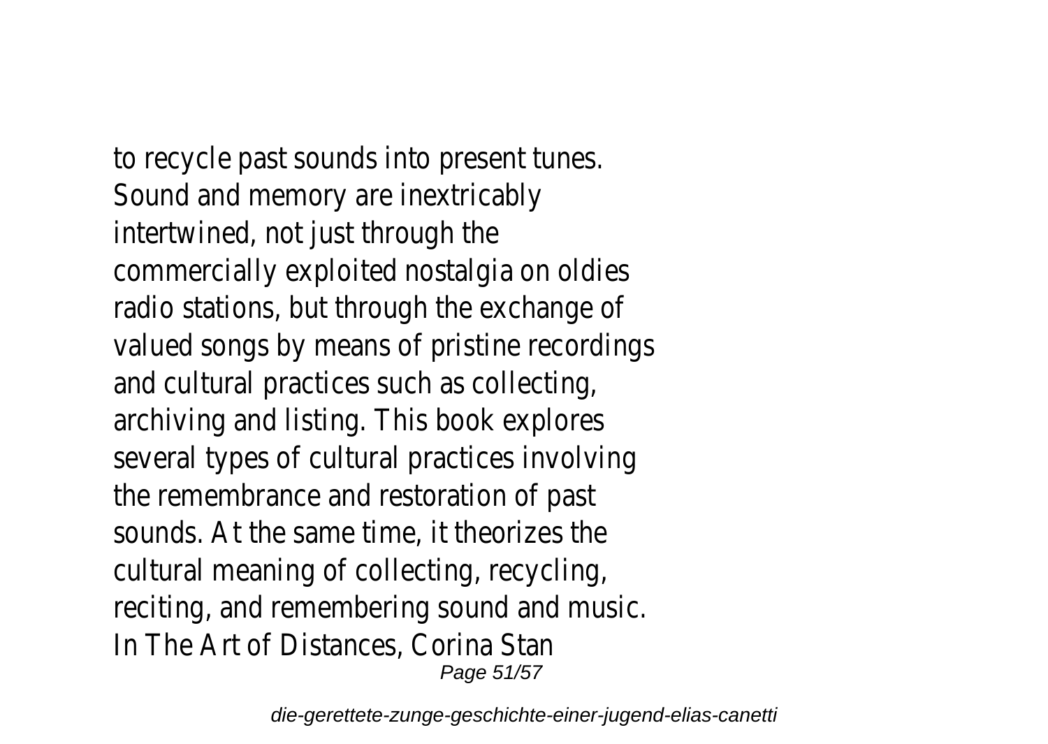to recycle past sounds into present tunes. Sound and memory are inextricably intertwined, not just through the commercially exploited nostalgia on oldies radio stations, but through the exchange of valued songs by means of pristine recordings and cultural practices such as collecting, archiving and listing. This book explores several types of cultural practices involving the remembrance and restoration of past sounds. At the same time, it theorizes the cultural meaning of collecting, recycling, reciting, and remembering sound and music. In The Art of Distances, Corina Stan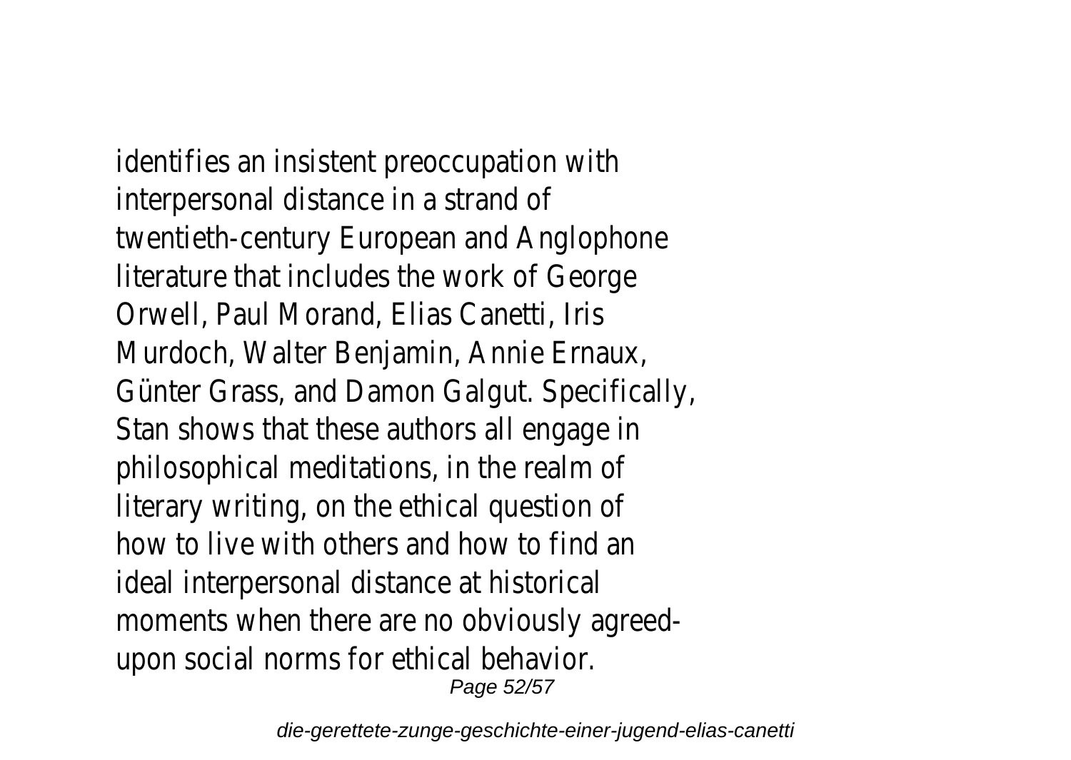identifies an insistent preoccupation with interpersonal distance in a strand of twentieth-century European and Anglophone literature that includes the work of George Orwell, Paul Morand, Elias Canetti, Iris Murdoch, Walter Benjamin, Annie Ernaux, Günter Grass, and Damon Galgut. Specifically, Stan shows that these authors all engage in philosophical meditations, in the realm of literary writing, on the ethical question of how to live with others and how to find an ideal interpersonal distance at historical moments when there are no obviously agreed-upon social norms for ethical behavior.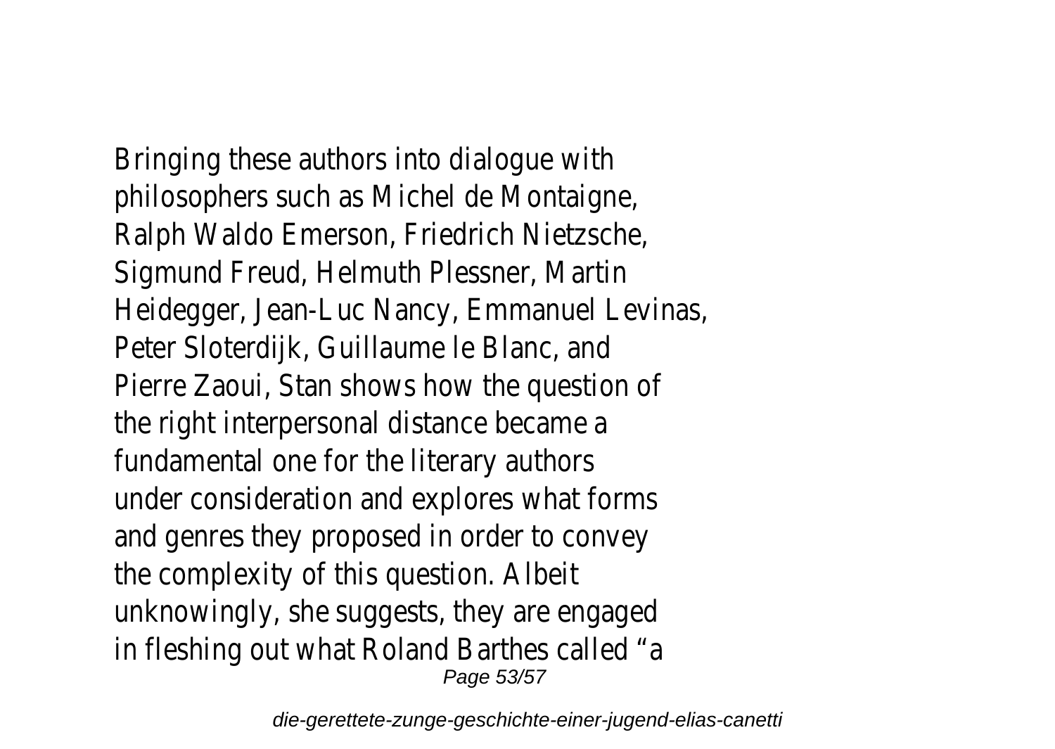Bringing these authors into dialogue with philosophers such as Michel de Montaigne, Ralph Waldo Emerson, Friedrich Nietzsche, Sigmund Freud, Helmuth Plessner, Martin Heidegger, Jean-Luc Nancy, Emmanuel Levinas, Peter Sloterdijk, Guillaume le Blanc, and Pierre Zaoui, Stan shows how the question of the right interpersonal distance became a fundamental one for the literary authors under consideration and explores what forms and genres they proposed in order to convey the complexity of this question. Albeit unknowingly, she suggests, they are engaged in fleshing out what Roland Barthes called "a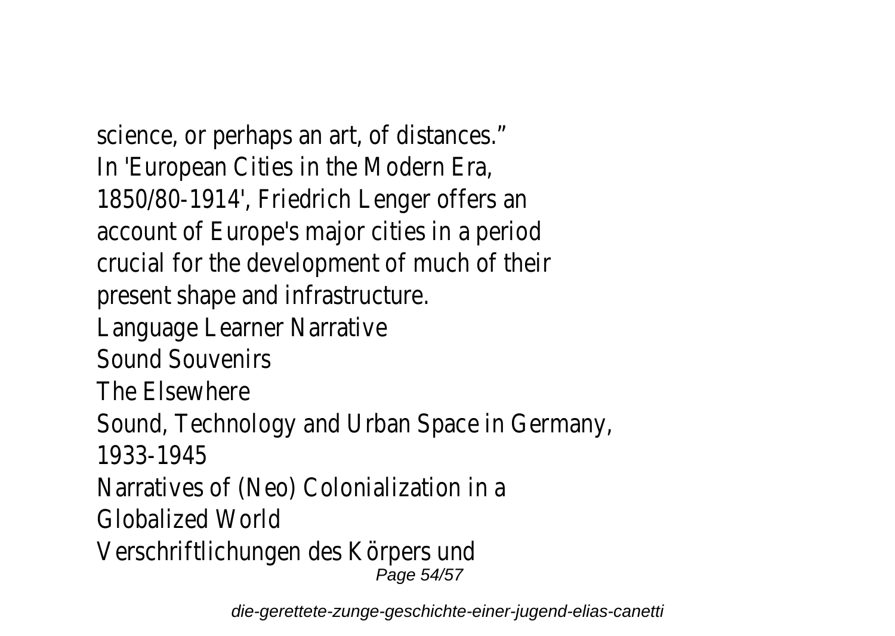science, or perhaps an art, of distances."
In 'European Cities in the Modern Era, 1850/80-1914', Friedrich Lenger offers an account of Europe's major cities in a period crucial for the development of much of their present shape and infrastructure.

Language Learner Narrative

Sound Souvenirs

The Elsewhere

Sound, Technology and Urban Space in Germany, 1933-1945

Narratives of (Neo) Colonialization in a Globalized World

Verschriftlichungen des Körpers und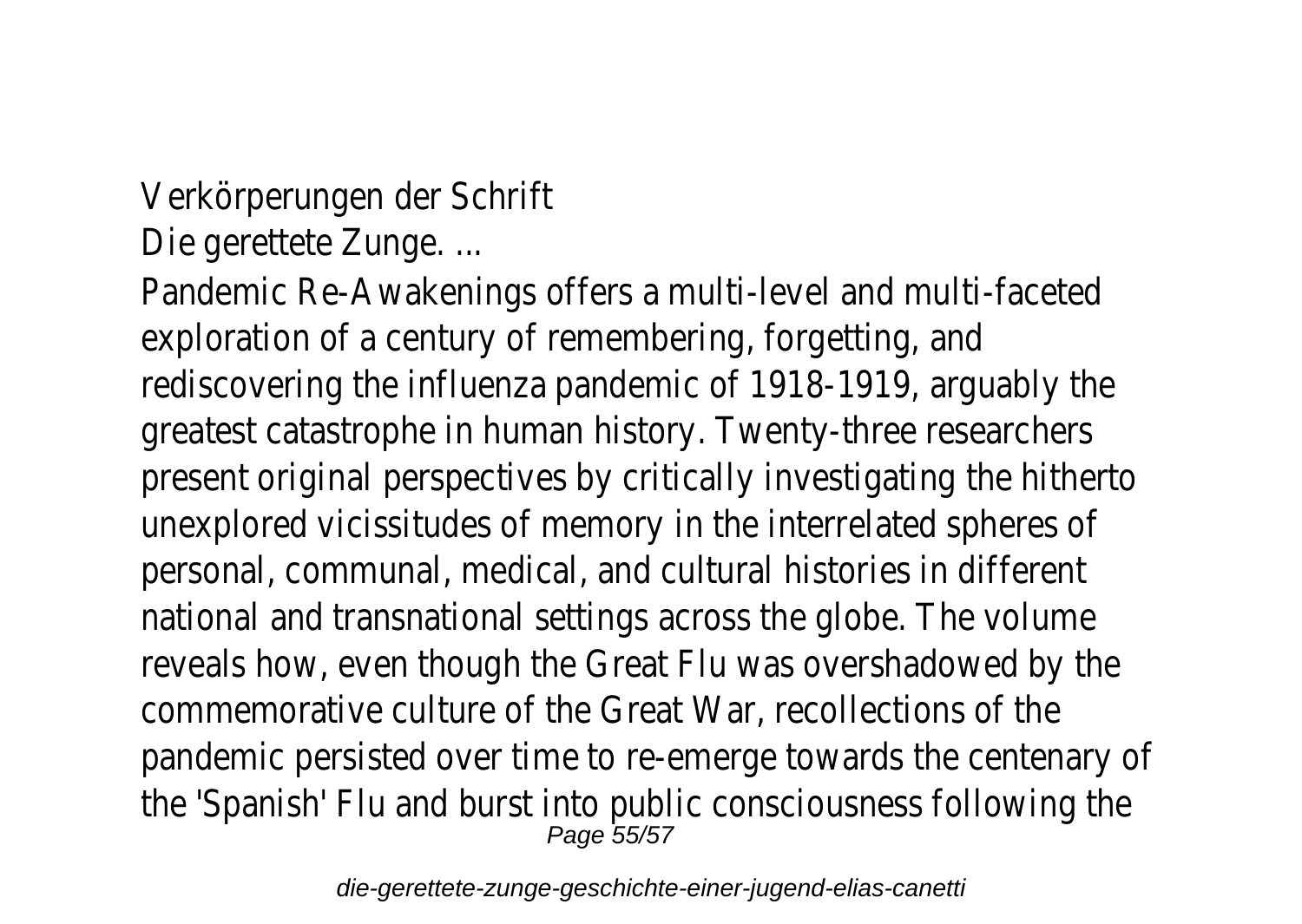Verkörperungen der Schrift
Die gerettete Zunge. ...

Pandemic Re-Awakenings offers a multi-level and multi-faceted exploration of a century of remembering, forgetting, and rediscovering the influenza pandemic of 1918-1919, arguably the greatest catastrophe in human history. Twenty-three researchers present original perspectives by critically investigating the hitherto unexplored vicissitudes of memory in the interrelated spheres of personal, communal, medical, and cultural histories in different national and transnational settings across the globe. The volume reveals how, even though the Great Flu was overshadowed by the commemorative culture of the Great War, recollections of the pandemic persisted over time to re-emerge towards the centenary of the 'Spanish' Flu and burst into public consciousness following the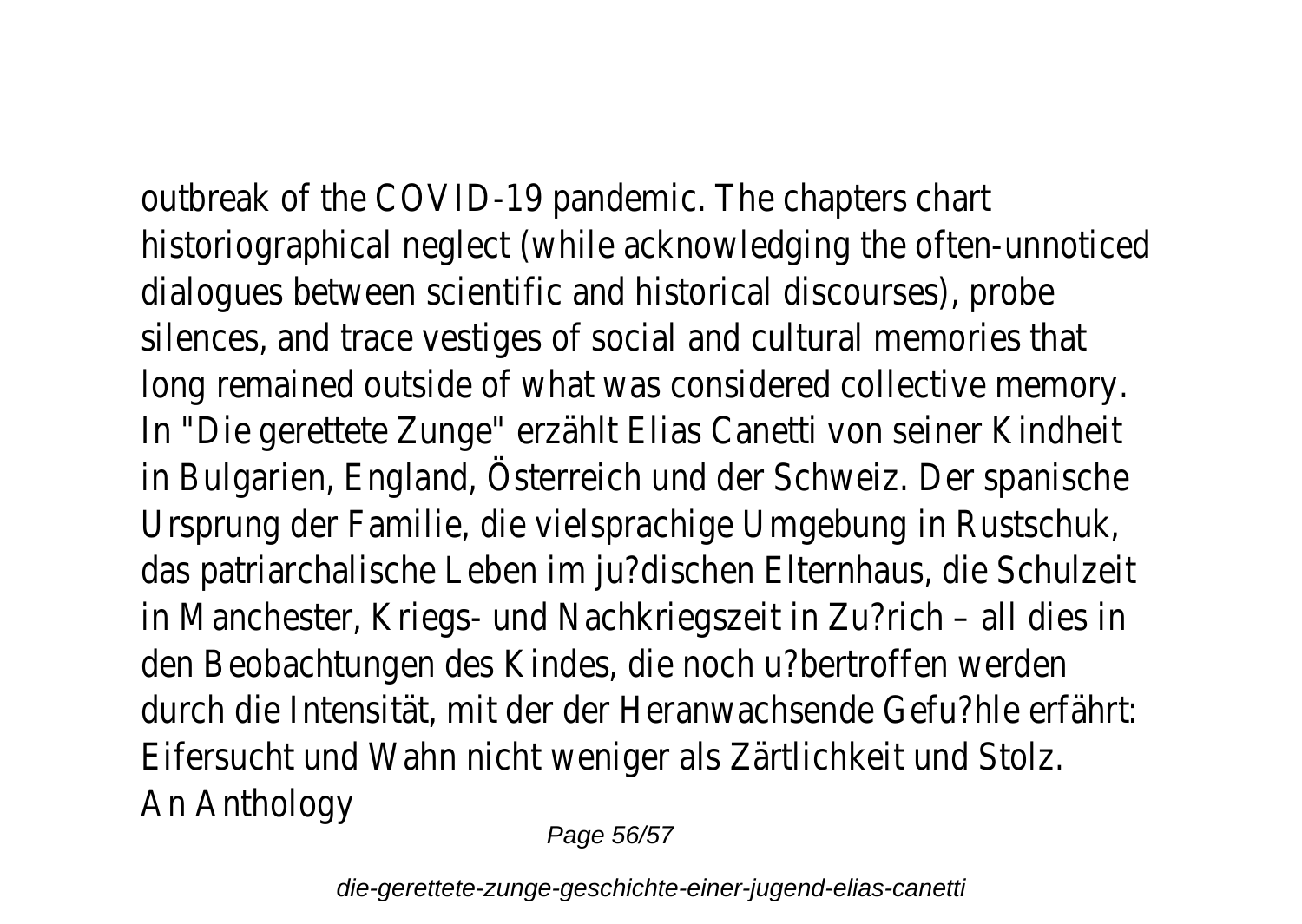outbreak of the COVID-19 pandemic. The chapters chart historiographical neglect (while acknowledging the often-unnoticed dialogues between scientific and historical discourses), probe silences, and trace vestiges of social and cultural memories that long remained outside of what was considered collective memory. In "Die gerettete Zunge" erzählt Elias Canetti von seiner Kindheit in Bulgarien, England, Österreich und der Schweiz. Der spanische Ursprung der Familie, die vielsprachige Umgebung in Rustschuk, das patriarchalische Leben im ju?dischen Elternhaus, die Schulzeit in Manchester, Kriegs- und Nachkriegszeit in Zu?rich – all dies in den Beobachtungen des Kindes, die noch u?bertroffen werden durch die Intensität, mit der der Heranwachsende Gefu?hle erfährt: Eifersucht und Wahn nicht weniger als Zärtlichkeit und Stolz.

An Anthology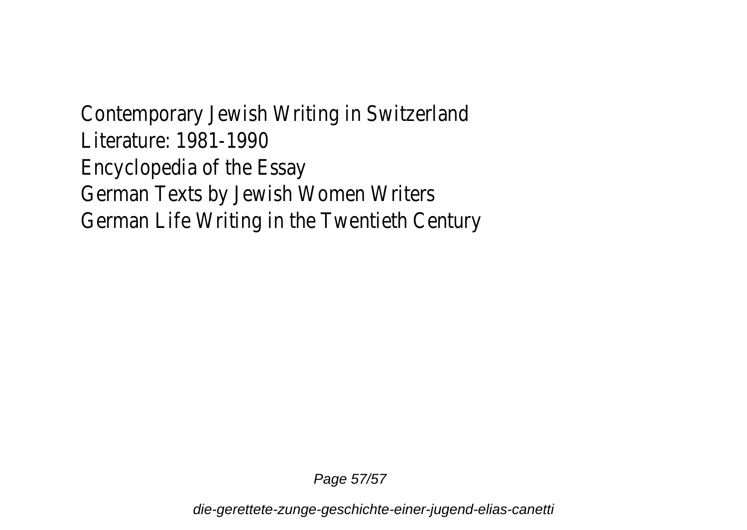Contemporary Jewish Writing in Switzerland
Literature: 1981-1990
Encyclopedia of the Essay
German Texts by Jewish Women Writers
German Life Writing in the Twentieth Century